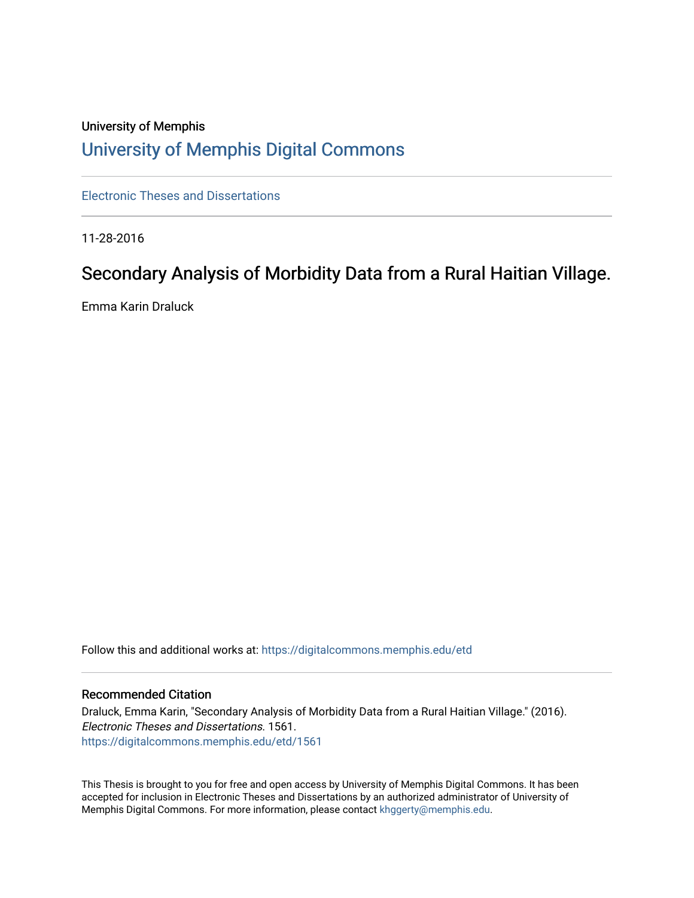University of Memphis

# University of Memphis Digital Commons

Electronic Theses and Dissertations

11-28-2016

## Secondary Analysis of Morbidity Data from a Rural Haitian Village.

Emma Karin Draluck

Follow this and additional works at: https://digitalcommons.memphis.edu/etd

### Recommended Citation

Draluck, Emma Karin, "Secondary Analysis of Morbidity Data from a Rural Haitian Village." (2016). *Electronic Theses and Dissertations*. 1561.
https://digitalcommons.memphis.edu/etd/1561

This Thesis is brought to you for free and open access by University of Memphis Digital Commons. It has been accepted for inclusion in Electronic Theses and Dissertations by an authorized administrator of University of Memphis Digital Commons. For more information, please contact khggerty@memphis.edu.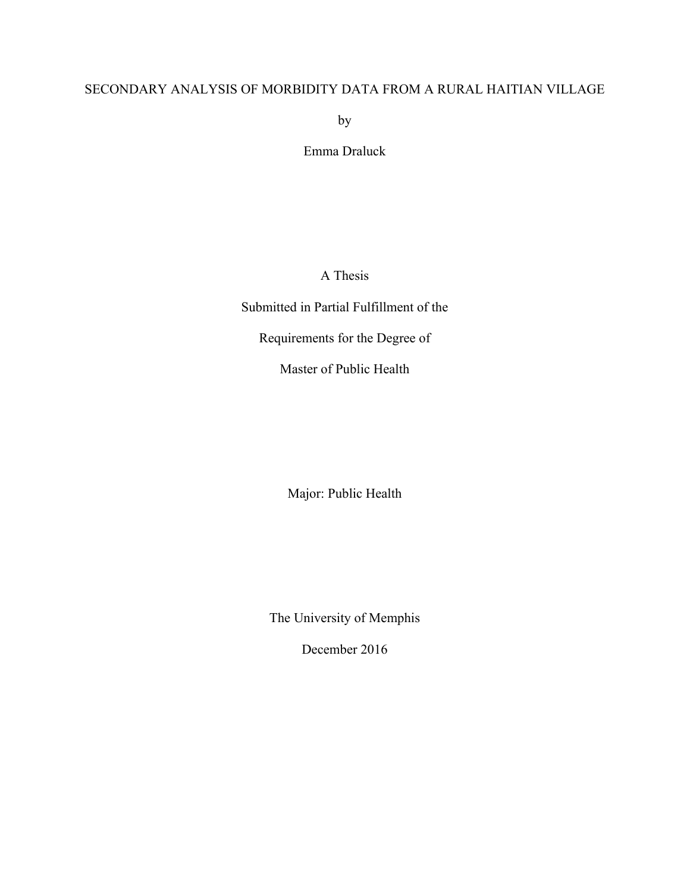# SECONDARY ANALYSIS OF MORBIDITY DATA FROM A RURAL HAITIAN VILLAGE

by

Emma Draluck

A Thesis

Submitted in Partial Fulfillment of the

Requirements for the Degree of

Master of Public Health

Major: Public Health

The University of Memphis

December 2016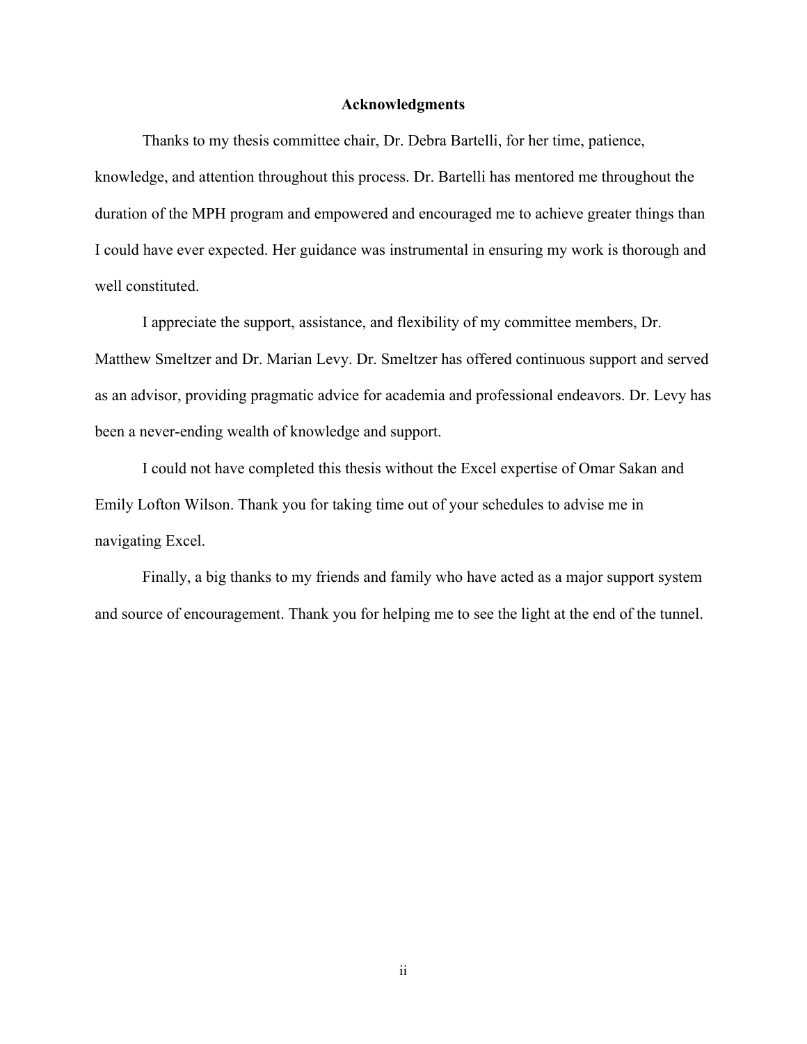# Acknowledgments

Thanks to my thesis committee chair, Dr. Debra Bartelli, for her time, patience, knowledge, and attention throughout this process. Dr. Bartelli has mentored me throughout the duration of the MPH program and empowered and encouraged me to achieve greater things than I could have ever expected. Her guidance was instrumental in ensuring my work is thorough and well constituted.

I appreciate the support, assistance, and flexibility of my committee members, Dr. Matthew Smeltzer and Dr. Marian Levy. Dr. Smeltzer has offered continuous support and served as an advisor, providing pragmatic advice for academia and professional endeavors. Dr. Levy has been a never-ending wealth of knowledge and support.

I could not have completed this thesis without the Excel expertise of Omar Sakan and Emily Lofton Wilson. Thank you for taking time out of your schedules to advise me in navigating Excel.

Finally, a big thanks to my friends and family who have acted as a major support system and source of encouragement. Thank you for helping me to see the light at the end of the tunnel.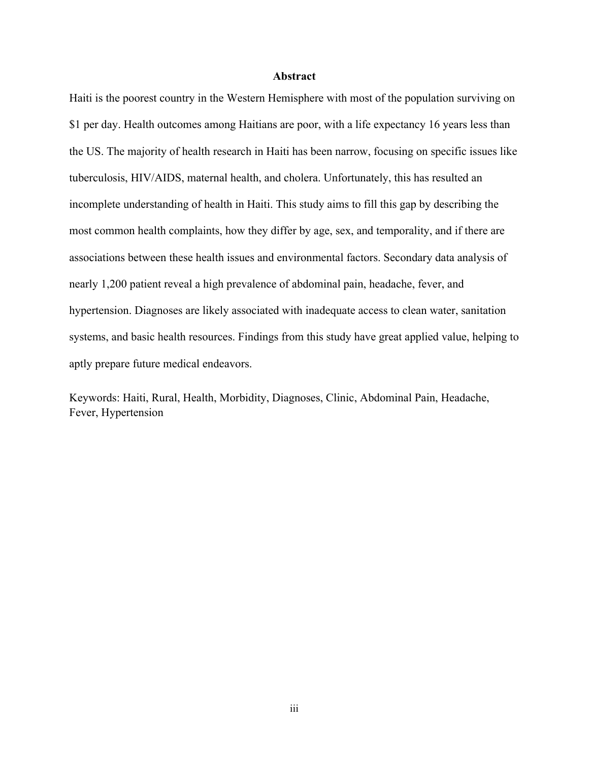## Abstract

Haiti is the poorest country in the Western Hemisphere with most of the population surviving on $1 per day. Health outcomes among Haitians are poor, with a life expectancy 16 years less than the US. The majority of health research in Haiti has been narrow, focusing on specific issues like tuberculosis, HIV/AIDS, maternal health, and cholera. Unfortunately, this has resulted an incomplete understanding of health in Haiti. This study aims to fill this gap by describing the most common health complaints, how they differ by age, sex, and temporality, and if there are associations between these health issues and environmental factors. Secondary data analysis of nearly 1,200 patient reveal a high prevalence of abdominal pain, headache, fever, and hypertension. Diagnoses are likely associated with inadequate access to clean water, sanitation systems, and basic health resources. Findings from this study have great applied value, helping to aptly prepare future medical endeavors.

Keywords: Haiti, Rural, Health, Morbidity, Diagnoses, Clinic, Abdominal Pain, Headache, Fever, Hypertension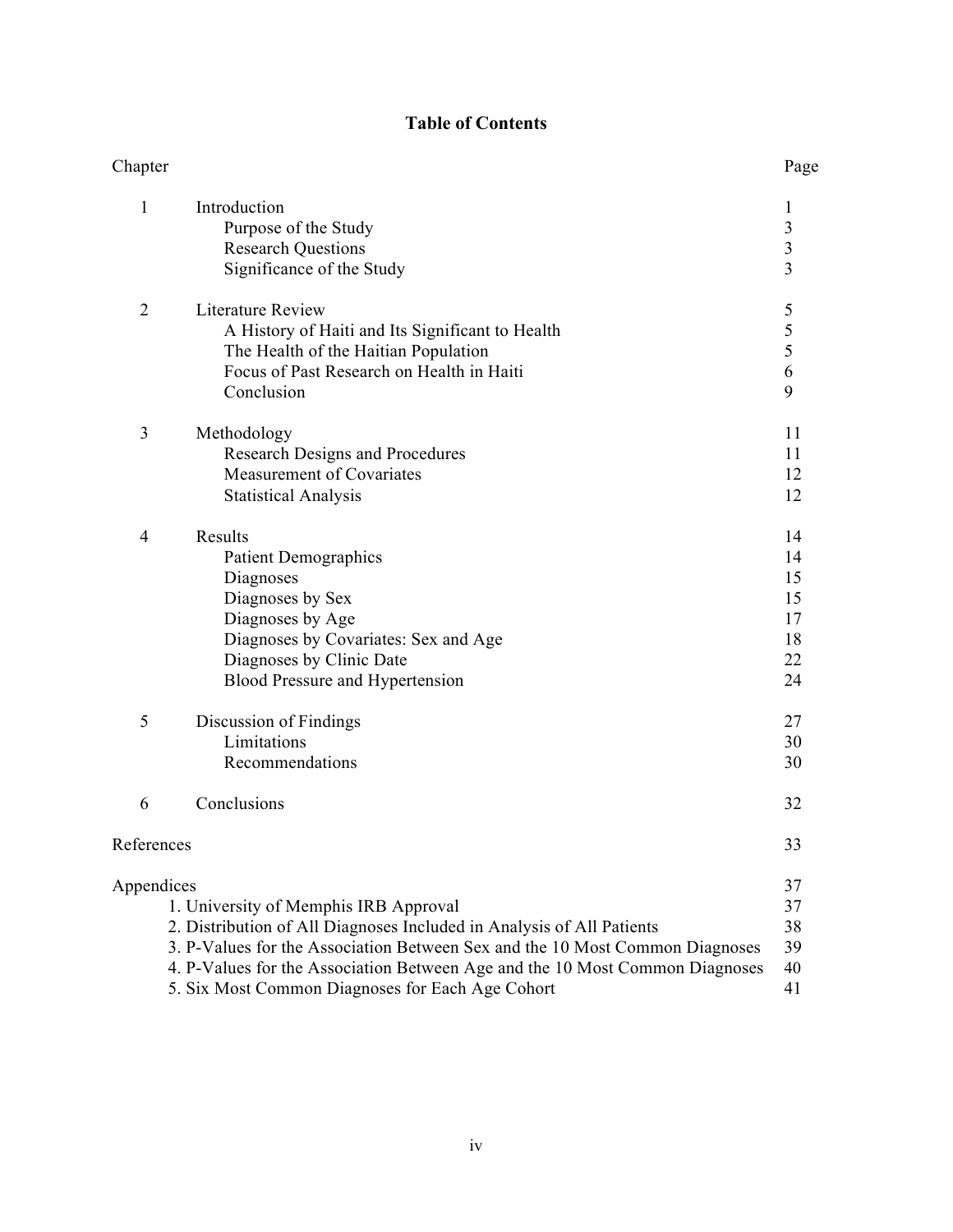# Table of Contents

| Chapter | | Page |
|---|---|---|
| 1 | Introduction | 1 |
| | Purpose of the Study | 3 |
| | Research Questions | 3 |
| | Significance of the Study | 3 |
| 2 | Literature Review | 5 |
| | A History of Haiti and Its Significant to Health | 5 |
| | The Health of the Haitian Population | 5 |
| | Focus of Past Research on Health in Haiti | 6 |
| | Conclusion | 9 |
| 3 | Methodology | 11 |
| | Research Designs and Procedures | 11 |
| | Measurement of Covariates | 12 |
| | Statistical Analysis | 12 |
| 4 | Results | 14 |
| | Patient Demographics | 14 |
| | Diagnoses | 15 |
| | Diagnoses by Sex | 15 |
| | Diagnoses by Age | 17 |
| | Diagnoses by Covariates: Sex and Age | 18 |
| | Diagnoses by Clinic Date | 22 |
| | Blood Pressure and Hypertension | 24 |
| 5 | Discussion of Findings | 27 |
| | Limitations | 30 |
| | Recommendations | 30 |
| 6 | Conclusions | 32 |
| References | | 33 |
| Appendices | | 37 |
| | 1. University of Memphis IRB Approval | 37 |
| | 2. Distribution of All Diagnoses Included in Analysis of All Patients | 38 |
| | 3. P-Values for the Association Between Sex and the 10 Most Common Diagnoses | 39 |
| | 4. P-Values for the Association Between Age and the 10 Most Common Diagnoses | 40 |
| | 5. Six Most Common Diagnoses for Each Age Cohort | 41 |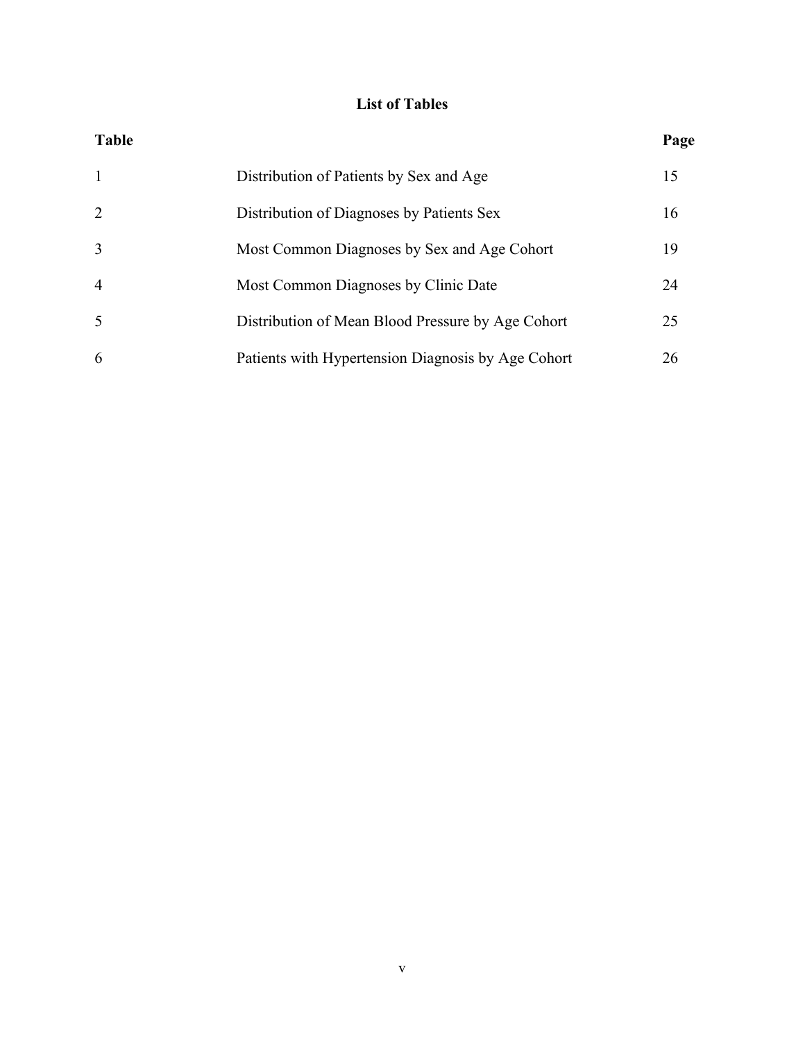# List of Tables

| Table | | Page |
|---|---|---|
| 1 | Distribution of Patients by Sex and Age | 15 |
| 2 | Distribution of Diagnoses by Patients Sex | 16 |
| 3 | Most Common Diagnoses by Sex and Age Cohort | 19 |
| 4 | Most Common Diagnoses by Clinic Date | 24 |
| 5 | Distribution of Mean Blood Pressure by Age Cohort | 25 |
| 6 | Patients with Hypertension Diagnosis by Age Cohort | 26 |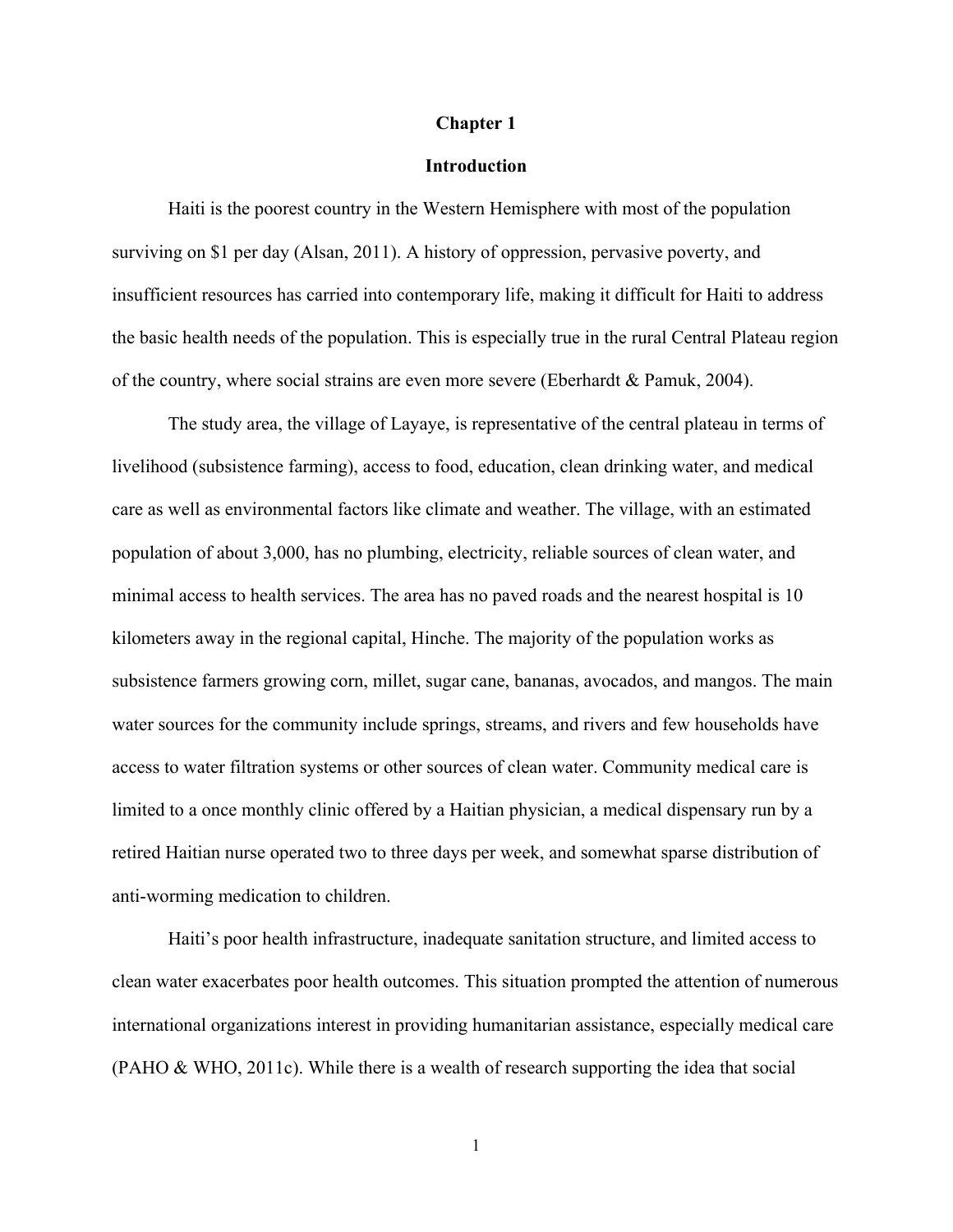# Chapter 1

## Introduction

Haiti is the poorest country in the Western Hemisphere with most of the population surviving on $1 per day (Alsan, 2011). A history of oppression, pervasive poverty, and insufficient resources has carried into contemporary life, making it difficult for Haiti to address the basic health needs of the population. This is especially true in the rural Central Plateau region of the country, where social strains are even more severe (Eberhardt & Pamuk, 2004).

The study area, the village of Layaye, is representative of the central plateau in terms of livelihood (subsistence farming), access to food, education, clean drinking water, and medical care as well as environmental factors like climate and weather. The village, with an estimated population of about 3,000, has no plumbing, electricity, reliable sources of clean water, and minimal access to health services. The area has no paved roads and the nearest hospital is 10 kilometers away in the regional capital, Hinche. The majority of the population works as subsistence farmers growing corn, millet, sugar cane, bananas, avocados, and mangos. The main water sources for the community include springs, streams, and rivers and few households have access to water filtration systems or other sources of clean water. Community medical care is limited to a once monthly clinic offered by a Haitian physician, a medical dispensary run by a retired Haitian nurse operated two to three days per week, and somewhat sparse distribution of anti-worming medication to children.

Haiti's poor health infrastructure, inadequate sanitation structure, and limited access to clean water exacerbates poor health outcomes. This situation prompted the attention of numerous international organizations interest in providing humanitarian assistance, especially medical care (PAHO & WHO, 2011c). While there is a wealth of research supporting the idea that social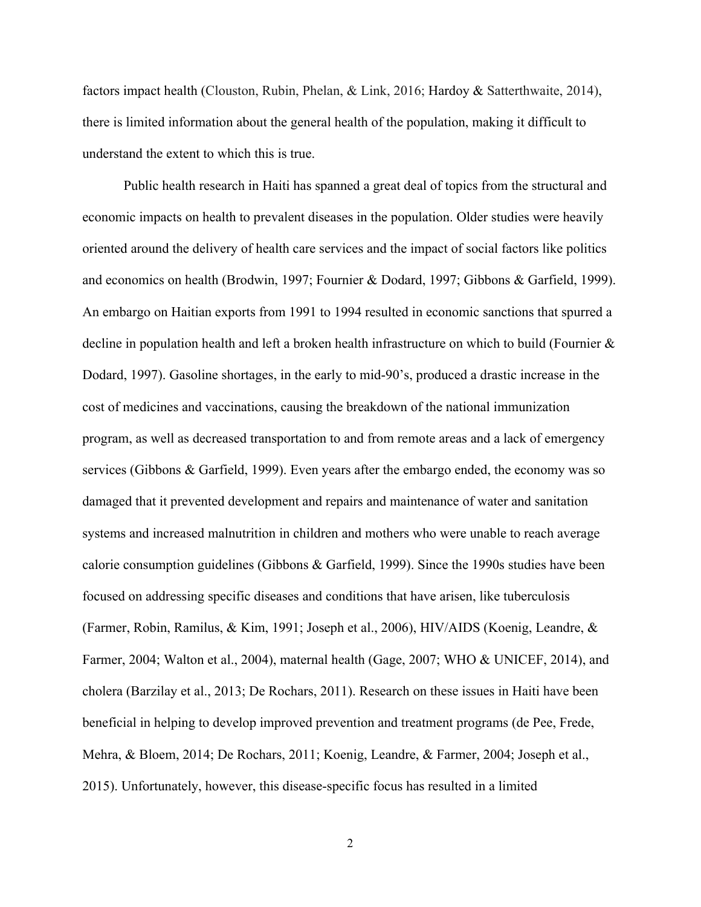factors impact health (Clouston, Rubin, Phelan, & Link, 2016; Hardoy & Satterthwaite, 2014), there is limited information about the general health of the population, making it difficult to understand the extent to which this is true.

Public health research in Haiti has spanned a great deal of topics from the structural and economic impacts on health to prevalent diseases in the population. Older studies were heavily oriented around the delivery of health care services and the impact of social factors like politics and economics on health (Brodwin, 1997; Fournier & Dodard, 1997; Gibbons & Garfield, 1999). An embargo on Haitian exports from 1991 to 1994 resulted in economic sanctions that spurred a decline in population health and left a broken health infrastructure on which to build (Fournier & Dodard, 1997). Gasoline shortages, in the early to mid-90's, produced a drastic increase in the cost of medicines and vaccinations, causing the breakdown of the national immunization program, as well as decreased transportation to and from remote areas and a lack of emergency services (Gibbons & Garfield, 1999). Even years after the embargo ended, the economy was so damaged that it prevented development and repairs and maintenance of water and sanitation systems and increased malnutrition in children and mothers who were unable to reach average calorie consumption guidelines (Gibbons & Garfield, 1999). Since the 1990s studies have been focused on addressing specific diseases and conditions that have arisen, like tuberculosis (Farmer, Robin, Ramilus, & Kim, 1991; Joseph et al., 2006), HIV/AIDS (Koenig, Leandre, & Farmer, 2004; Walton et al., 2004), maternal health (Gage, 2007; WHO & UNICEF, 2014), and cholera (Barzilay et al., 2013; De Rochars, 2011). Research on these issues in Haiti have been beneficial in helping to develop improved prevention and treatment programs (de Pee, Frede, Mehra, & Bloem, 2014; De Rochars, 2011; Koenig, Leandre, & Farmer, 2004; Joseph et al., 2015). Unfortunately, however, this disease-specific focus has resulted in a limited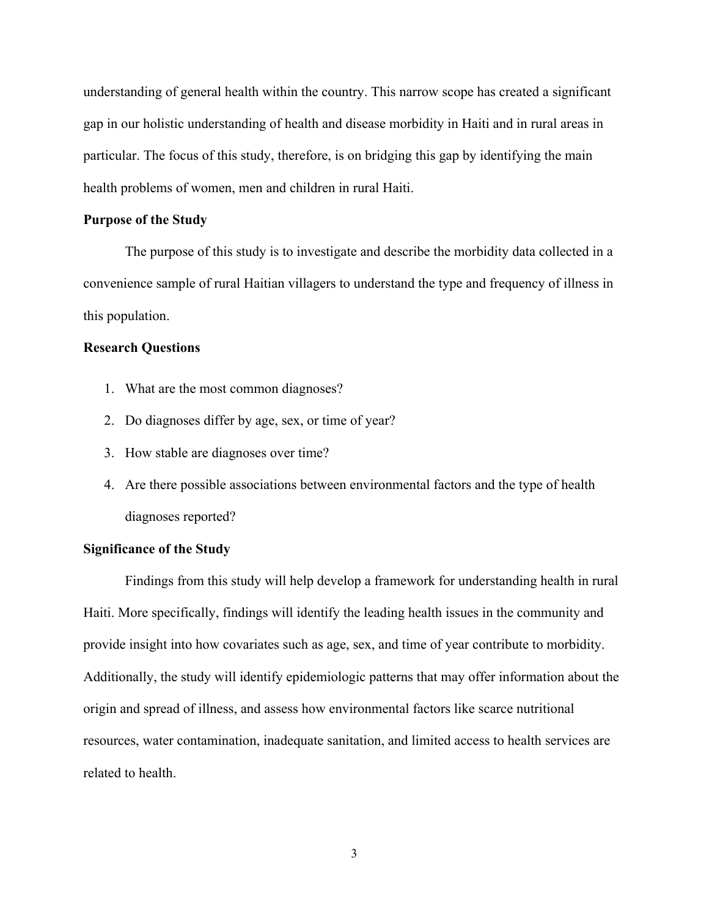understanding of general health within the country. This narrow scope has created a significant gap in our holistic understanding of health and disease morbidity in Haiti and in rural areas in particular. The focus of this study, therefore, is on bridging this gap by identifying the main health problems of women, men and children in rural Haiti.

**Purpose of the Study**

The purpose of this study is to investigate and describe the morbidity data collected in a convenience sample of rural Haitian villagers to understand the type and frequency of illness in this population.

**Research Questions**

1. What are the most common diagnoses?
2. Do diagnoses differ by age, sex, or time of year?
3. How stable are diagnoses over time?
4. Are there possible associations between environmental factors and the type of health diagnoses reported?

**Significance of the Study**

Findings from this study will help develop a framework for understanding health in rural Haiti. More specifically, findings will identify the leading health issues in the community and provide insight into how covariates such as age, sex, and time of year contribute to morbidity. Additionally, the study will identify epidemiologic patterns that may offer information about the origin and spread of illness, and assess how environmental factors like scarce nutritional resources, water contamination, inadequate sanitation, and limited access to health services are related to health.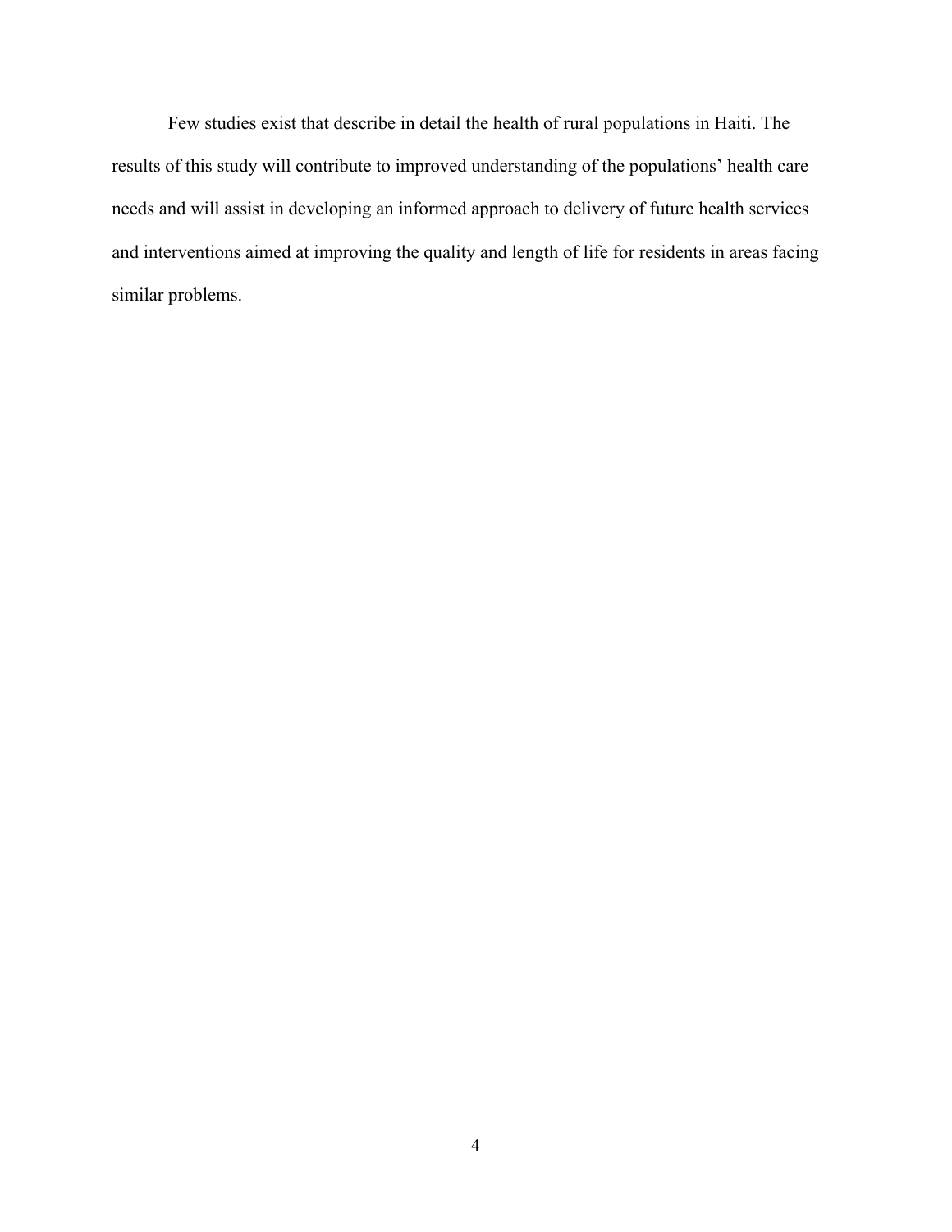Few studies exist that describe in detail the health of rural populations in Haiti. The results of this study will contribute to improved understanding of the populations' health care needs and will assist in developing an informed approach to delivery of future health services and interventions aimed at improving the quality and length of life for residents in areas facing similar problems.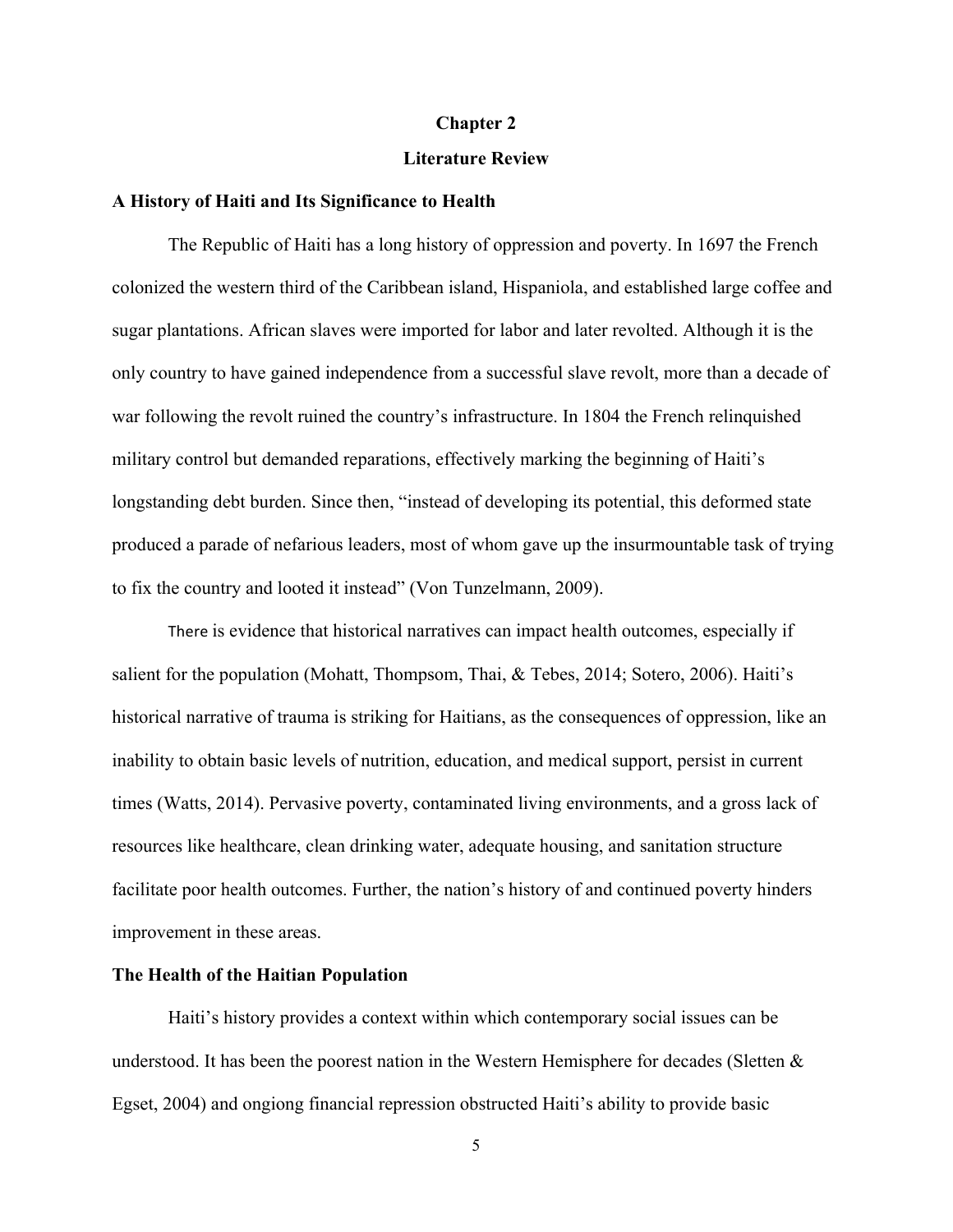# Chapter 2

# Literature Review

## A History of Haiti and Its Significance to Health

The Republic of Haiti has a long history of oppression and poverty. In 1697 the French colonized the western third of the Caribbean island, Hispaniola, and established large coffee and sugar plantations. African slaves were imported for labor and later revolted. Although it is the only country to have gained independence from a successful slave revolt, more than a decade of war following the revolt ruined the country's infrastructure. In 1804 the French relinquished military control but demanded reparations, effectively marking the beginning of Haiti's longstanding debt burden. Since then, "instead of developing its potential, this deformed state produced a parade of nefarious leaders, most of whom gave up the insurmountable task of trying to fix the country and looted it instead" (Von Tunzelmann, 2009).

There is evidence that historical narratives can impact health outcomes, especially if salient for the population (Mohatt, Thompsom, Thai, & Tebes, 2014; Sotero, 2006). Haiti's historical narrative of trauma is striking for Haitians, as the consequences of oppression, like an inability to obtain basic levels of nutrition, education, and medical support, persist in current times (Watts, 2014). Pervasive poverty, contaminated living environments, and a gross lack of resources like healthcare, clean drinking water, adequate housing, and sanitation structure facilitate poor health outcomes. Further, the nation's history of and continued poverty hinders improvement in these areas.

## The Health of the Haitian Population

Haiti's history provides a context within which contemporary social issues can be understood. It has been the poorest nation in the Western Hemisphere for decades (Sletten & Egset, 2004) and ongiong financial repression obstructed Haiti's ability to provide basic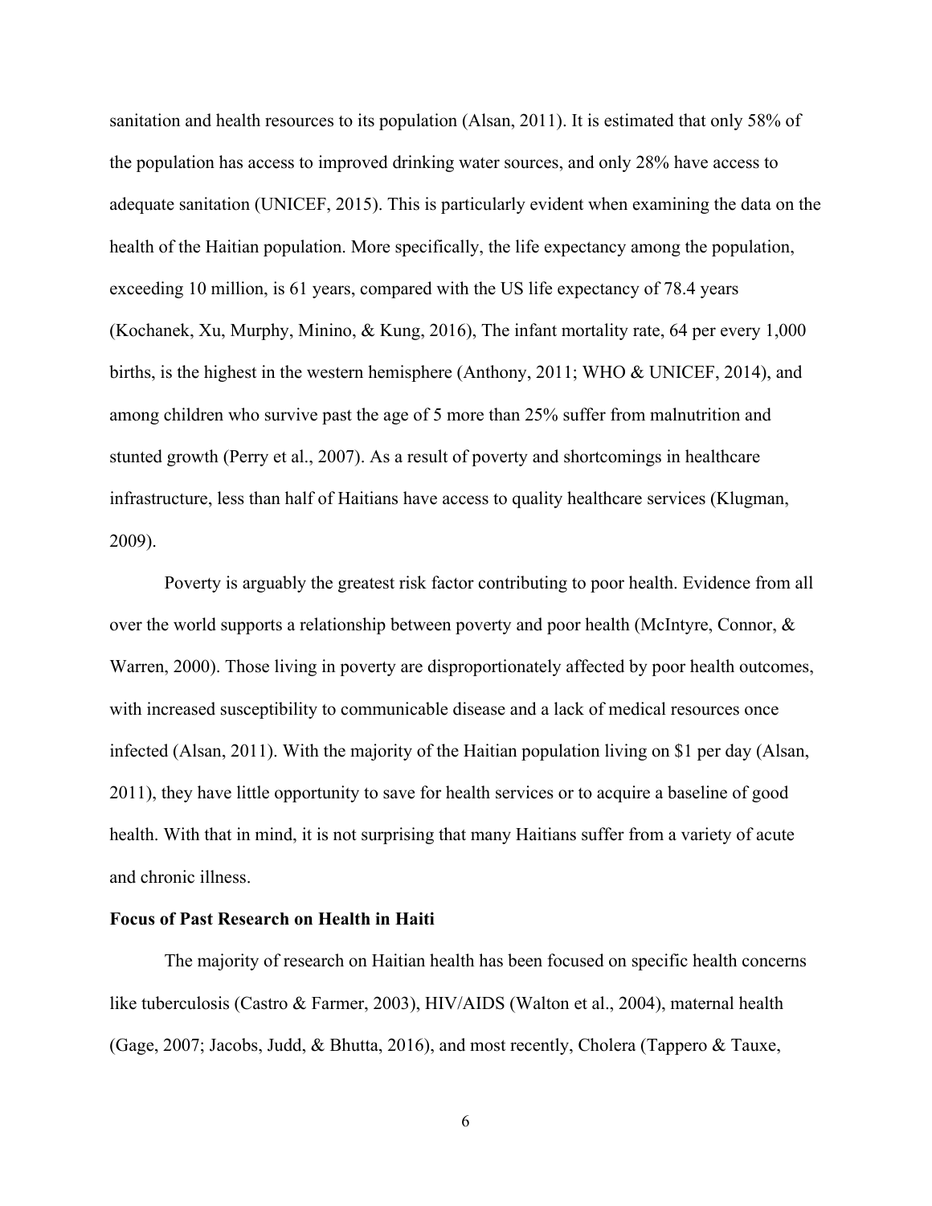sanitation and health resources to its population (Alsan, 2011). It is estimated that only 58% of the population has access to improved drinking water sources, and only 28% have access to adequate sanitation (UNICEF, 2015). This is particularly evident when examining the data on the health of the Haitian population. More specifically, the life expectancy among the population, exceeding 10 million, is 61 years, compared with the US life expectancy of 78.4 years (Kochanek, Xu, Murphy, Minino, & Kung, 2016), The infant mortality rate, 64 per every 1,000 births, is the highest in the western hemisphere (Anthony, 2011; WHO & UNICEF, 2014), and among children who survive past the age of 5 more than 25% suffer from malnutrition and stunted growth (Perry et al., 2007). As a result of poverty and shortcomings in healthcare infrastructure, less than half of Haitians have access to quality healthcare services (Klugman, 2009).

Poverty is arguably the greatest risk factor contributing to poor health. Evidence from all over the world supports a relationship between poverty and poor health (McIntyre, Connor, & Warren, 2000). Those living in poverty are disproportionately affected by poor health outcomes, with increased susceptibility to communicable disease and a lack of medical resources once infected (Alsan, 2011). With the majority of the Haitian population living on $1 per day (Alsan, 2011), they have little opportunity to save for health services or to acquire a baseline of good health. With that in mind, it is not surprising that many Haitians suffer from a variety of acute and chronic illness.

**Focus of Past Research on Health in Haiti**

The majority of research on Haitian health has been focused on specific health concerns like tuberculosis (Castro & Farmer, 2003), HIV/AIDS (Walton et al., 2004), maternal health (Gage, 2007; Jacobs, Judd, & Bhutta, 2016), and most recently, Cholera (Tappero & Tauxe,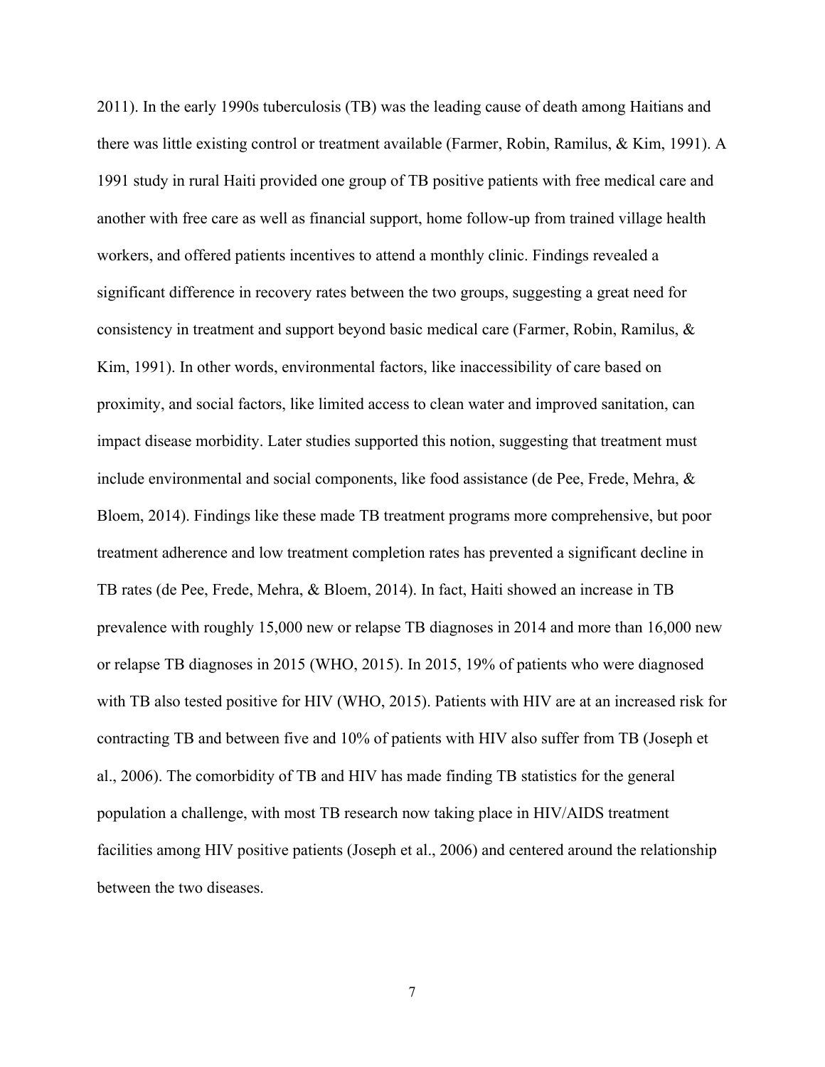2011). In the early 1990s tuberculosis (TB) was the leading cause of death among Haitians and there was little existing control or treatment available (Farmer, Robin, Ramilus, & Kim, 1991). A 1991 study in rural Haiti provided one group of TB positive patients with free medical care and another with free care as well as financial support, home follow-up from trained village health workers, and offered patients incentives to attend a monthly clinic. Findings revealed a significant difference in recovery rates between the two groups, suggesting a great need for consistency in treatment and support beyond basic medical care (Farmer, Robin, Ramilus, & Kim, 1991). In other words, environmental factors, like inaccessibility of care based on proximity, and social factors, like limited access to clean water and improved sanitation, can impact disease morbidity. Later studies supported this notion, suggesting that treatment must include environmental and social components, like food assistance (de Pee, Frede, Mehra, & Bloem, 2014). Findings like these made TB treatment programs more comprehensive, but poor treatment adherence and low treatment completion rates has prevented a significant decline in TB rates (de Pee, Frede, Mehra, & Bloem, 2014). In fact, Haiti showed an increase in TB prevalence with roughly 15,000 new or relapse TB diagnoses in 2014 and more than 16,000 new or relapse TB diagnoses in 2015 (WHO, 2015). In 2015, 19% of patients who were diagnosed with TB also tested positive for HIV (WHO, 2015). Patients with HIV are at an increased risk for contracting TB and between five and 10% of patients with HIV also suffer from TB (Joseph et al., 2006). The comorbidity of TB and HIV has made finding TB statistics for the general population a challenge, with most TB research now taking place in HIV/AIDS treatment facilities among HIV positive patients (Joseph et al., 2006) and centered around the relationship between the two diseases.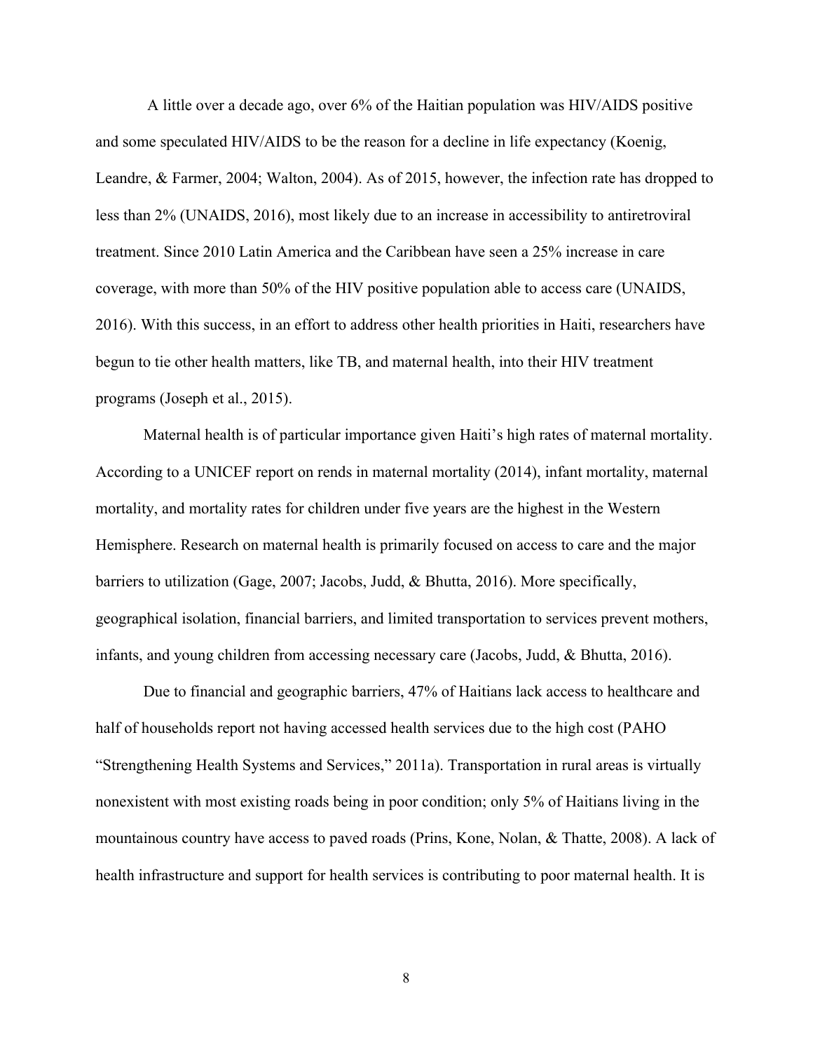A little over a decade ago, over 6% of the Haitian population was HIV/AIDS positive and some speculated HIV/AIDS to be the reason for a decline in life expectancy (Koenig, Leandre, & Farmer, 2004; Walton, 2004). As of 2015, however, the infection rate has dropped to less than 2% (UNAIDS, 2016), most likely due to an increase in accessibility to antiretroviral treatment. Since 2010 Latin America and the Caribbean have seen a 25% increase in care coverage, with more than 50% of the HIV positive population able to access care (UNAIDS, 2016). With this success, in an effort to address other health priorities in Haiti, researchers have begun to tie other health matters, like TB, and maternal health, into their HIV treatment programs (Joseph et al., 2015).

Maternal health is of particular importance given Haiti's high rates of maternal mortality. According to a UNICEF report on rends in maternal mortality (2014), infant mortality, maternal mortality, and mortality rates for children under five years are the highest in the Western Hemisphere. Research on maternal health is primarily focused on access to care and the major barriers to utilization (Gage, 2007; Jacobs, Judd, & Bhutta, 2016). More specifically, geographical isolation, financial barriers, and limited transportation to services prevent mothers, infants, and young children from accessing necessary care (Jacobs, Judd, & Bhutta, 2016).

Due to financial and geographic barriers, 47% of Haitians lack access to healthcare and half of households report not having accessed health services due to the high cost (PAHO "Strengthening Health Systems and Services," 2011a). Transportation in rural areas is virtually nonexistent with most existing roads being in poor condition; only 5% of Haitians living in the mountainous country have access to paved roads (Prins, Kone, Nolan, & Thatte, 2008). A lack of health infrastructure and support for health services is contributing to poor maternal health. It is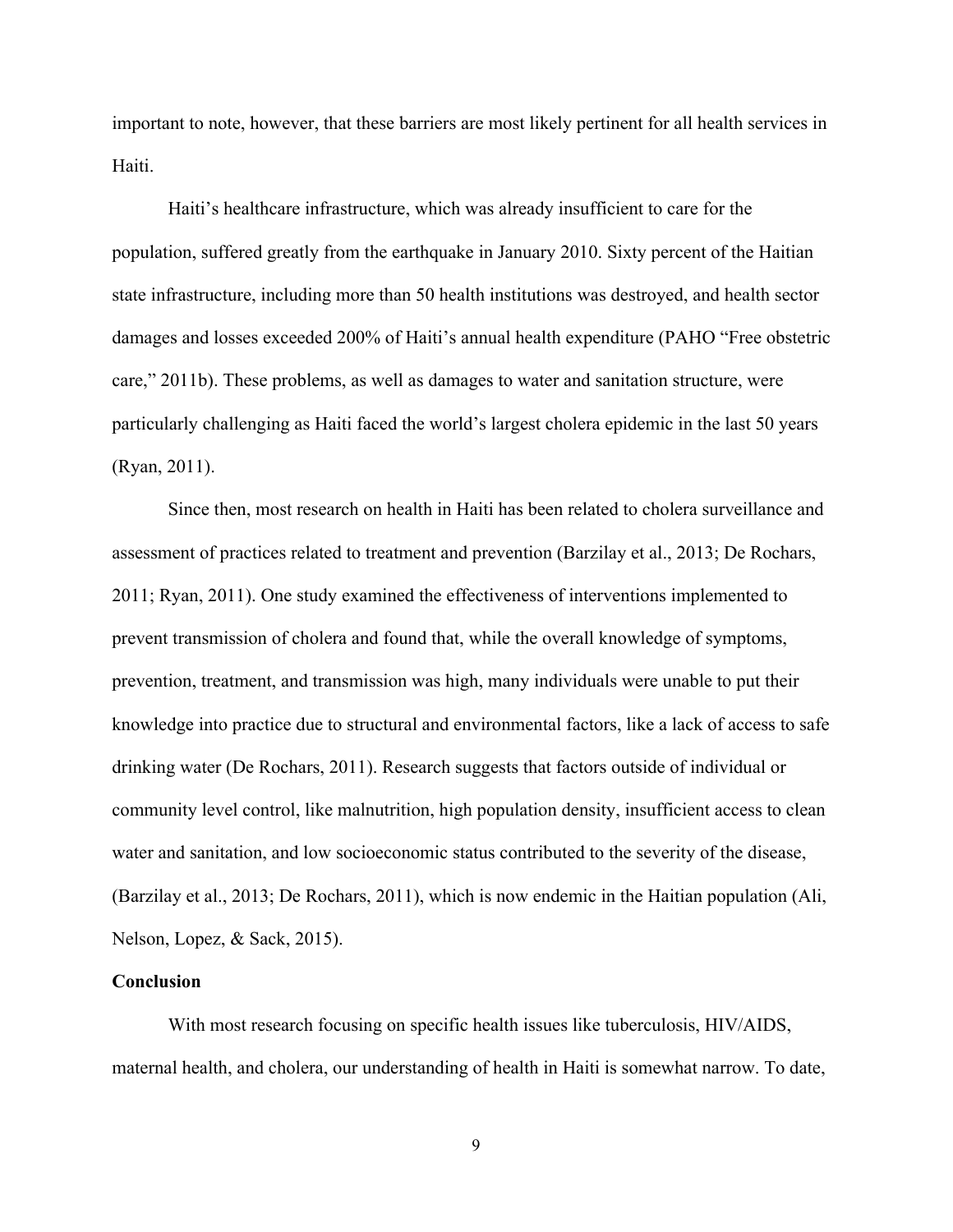important to note, however, that these barriers are most likely pertinent for all health services in Haiti.

Haiti's healthcare infrastructure, which was already insufficient to care for the population, suffered greatly from the earthquake in January 2010. Sixty percent of the Haitian state infrastructure, including more than 50 health institutions was destroyed, and health sector damages and losses exceeded 200% of Haiti's annual health expenditure (PAHO "Free obstetric care," 2011b). These problems, as well as damages to water and sanitation structure, were particularly challenging as Haiti faced the world's largest cholera epidemic in the last 50 years (Ryan, 2011).

Since then, most research on health in Haiti has been related to cholera surveillance and assessment of practices related to treatment and prevention (Barzilay et al., 2013; De Rochars, 2011; Ryan, 2011). One study examined the effectiveness of interventions implemented to prevent transmission of cholera and found that, while the overall knowledge of symptoms, prevention, treatment, and transmission was high, many individuals were unable to put their knowledge into practice due to structural and environmental factors, like a lack of access to safe drinking water (De Rochars, 2011). Research suggests that factors outside of individual or community level control, like malnutrition, high population density, insufficient access to clean water and sanitation, and low socioeconomic status contributed to the severity of the disease, (Barzilay et al., 2013; De Rochars, 2011), which is now endemic in the Haitian population (Ali, Nelson, Lopez, & Sack, 2015).

**Conclusion**

With most research focusing on specific health issues like tuberculosis, HIV/AIDS, maternal health, and cholera, our understanding of health in Haiti is somewhat narrow. To date,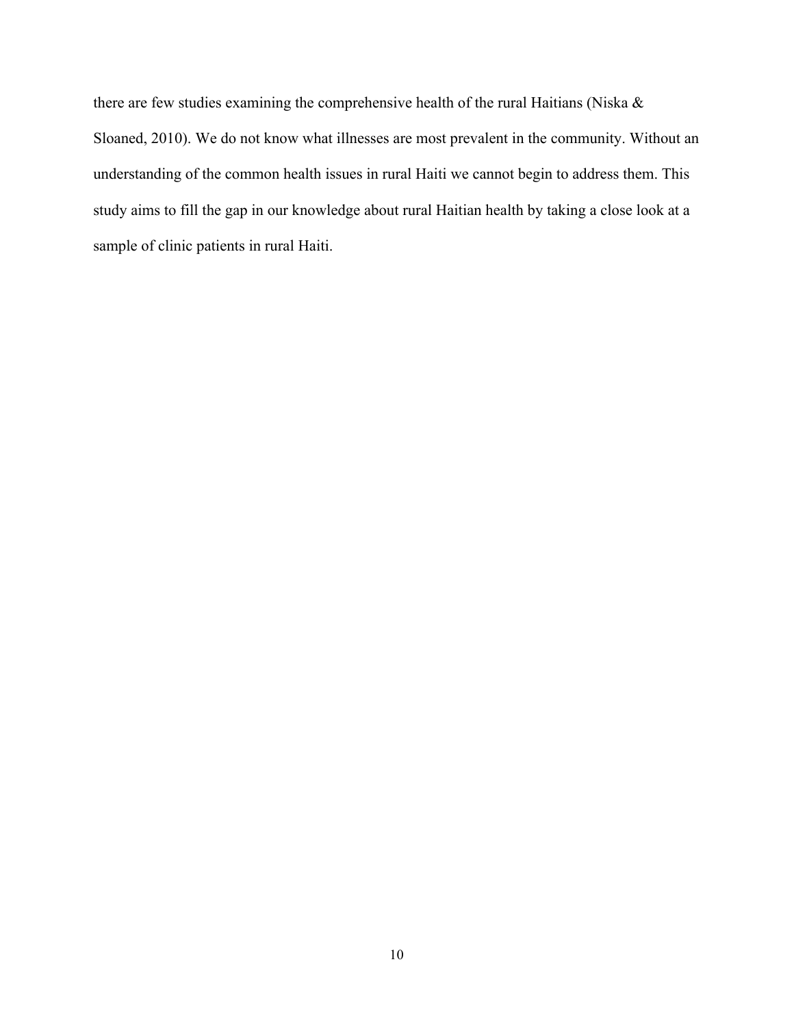there are few studies examining the comprehensive health of the rural Haitians (Niska & Sloaned, 2010). We do not know what illnesses are most prevalent in the community. Without an understanding of the common health issues in rural Haiti we cannot begin to address them. This study aims to fill the gap in our knowledge about rural Haitian health by taking a close look at a sample of clinic patients in rural Haiti.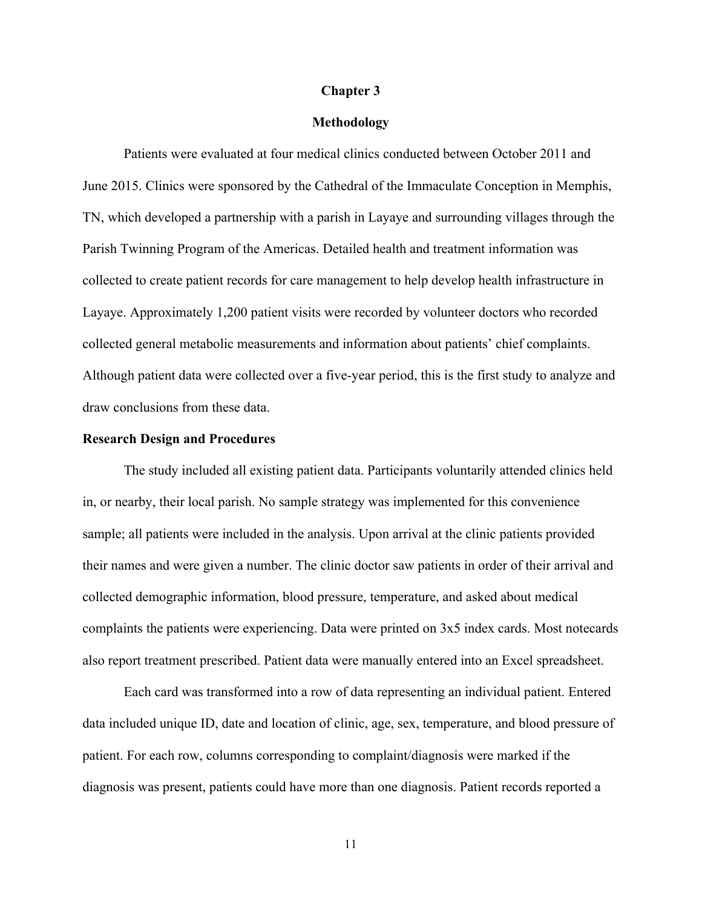# Chapter 3

## Methodology

Patients were evaluated at four medical clinics conducted between October 2011 and June 2015. Clinics were sponsored by the Cathedral of the Immaculate Conception in Memphis, TN, which developed a partnership with a parish in Layaye and surrounding villages through the Parish Twinning Program of the Americas. Detailed health and treatment information was collected to create patient records for care management to help develop health infrastructure in Layaye. Approximately 1,200 patient visits were recorded by volunteer doctors who recorded collected general metabolic measurements and information about patients' chief complaints. Although patient data were collected over a five-year period, this is the first study to analyze and draw conclusions from these data.

### Research Design and Procedures

The study included all existing patient data. Participants voluntarily attended clinics held in, or nearby, their local parish. No sample strategy was implemented for this convenience sample; all patients were included in the analysis. Upon arrival at the clinic patients provided their names and were given a number. The clinic doctor saw patients in order of their arrival and collected demographic information, blood pressure, temperature, and asked about medical complaints the patients were experiencing. Data were printed on 3x5 index cards. Most notecards also report treatment prescribed. Patient data were manually entered into an Excel spreadsheet.

Each card was transformed into a row of data representing an individual patient. Entered data included unique ID, date and location of clinic, age, sex, temperature, and blood pressure of patient. For each row, columns corresponding to complaint/diagnosis were marked if the diagnosis was present, patients could have more than one diagnosis. Patient records reported a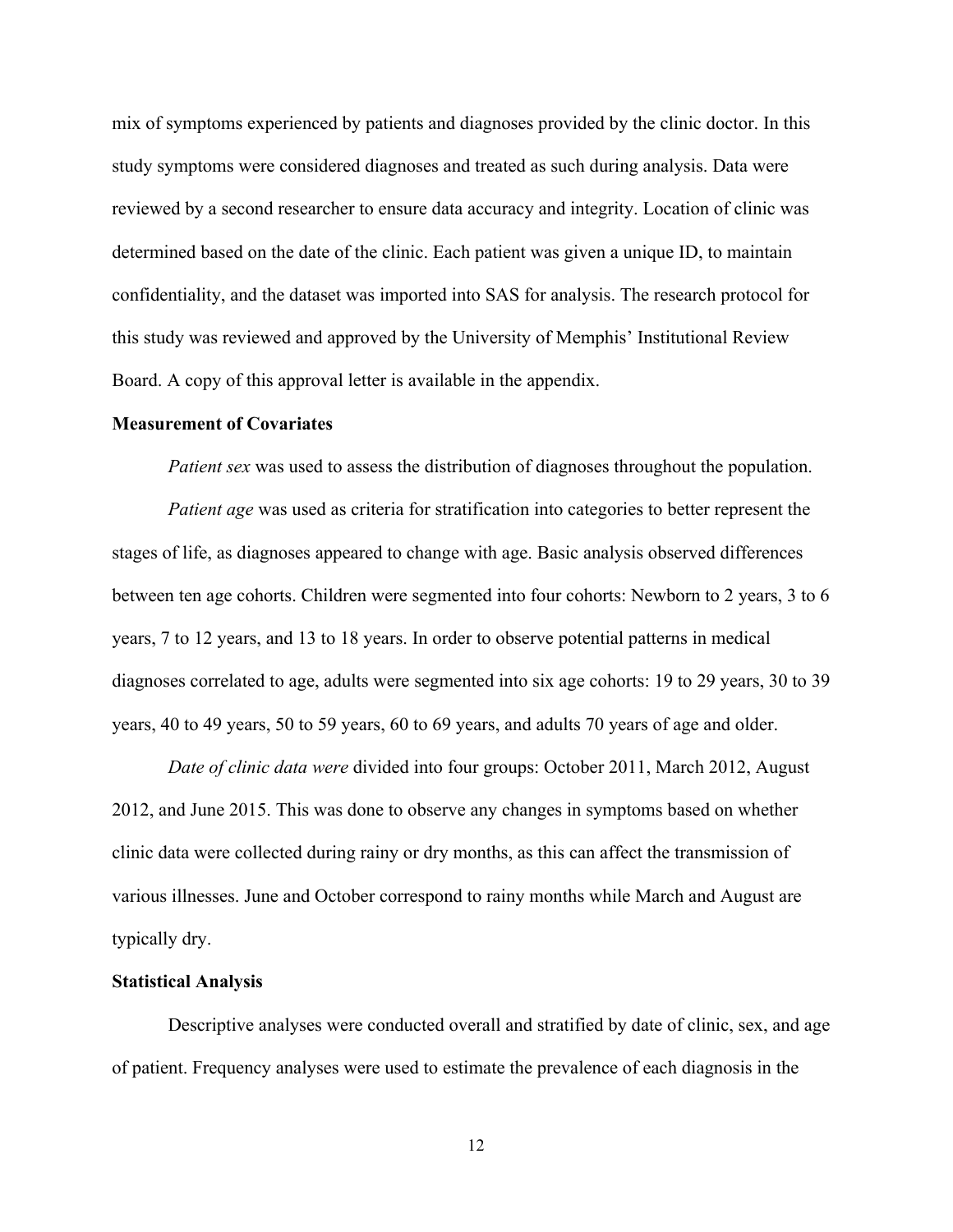mix of symptoms experienced by patients and diagnoses provided by the clinic doctor. In this study symptoms were considered diagnoses and treated as such during analysis. Data were reviewed by a second researcher to ensure data accuracy and integrity. Location of clinic was determined based on the date of the clinic. Each patient was given a unique ID, to maintain confidentiality, and the dataset was imported into SAS for analysis. The research protocol for this study was reviewed and approved by the University of Memphis' Institutional Review Board. A copy of this approval letter is available in the appendix.

**Measurement of Covariates**

*Patient sex* was used to assess the distribution of diagnoses throughout the population.

*Patient age* was used as criteria for stratification into categories to better represent the stages of life, as diagnoses appeared to change with age. Basic analysis observed differences between ten age cohorts. Children were segmented into four cohorts: Newborn to 2 years, 3 to 6 years, 7 to 12 years, and 13 to 18 years. In order to observe potential patterns in medical diagnoses correlated to age, adults were segmented into six age cohorts: 19 to 29 years, 30 to 39 years, 40 to 49 years, 50 to 59 years, 60 to 69 years, and adults 70 years of age and older.

*Date of clinic data were* divided into four groups: October 2011, March 2012, August 2012, and June 2015. This was done to observe any changes in symptoms based on whether clinic data were collected during rainy or dry months, as this can affect the transmission of various illnesses. June and October correspond to rainy months while March and August are typically dry.

**Statistical Analysis**

Descriptive analyses were conducted overall and stratified by date of clinic, sex, and age of patient. Frequency analyses were used to estimate the prevalence of each diagnosis in the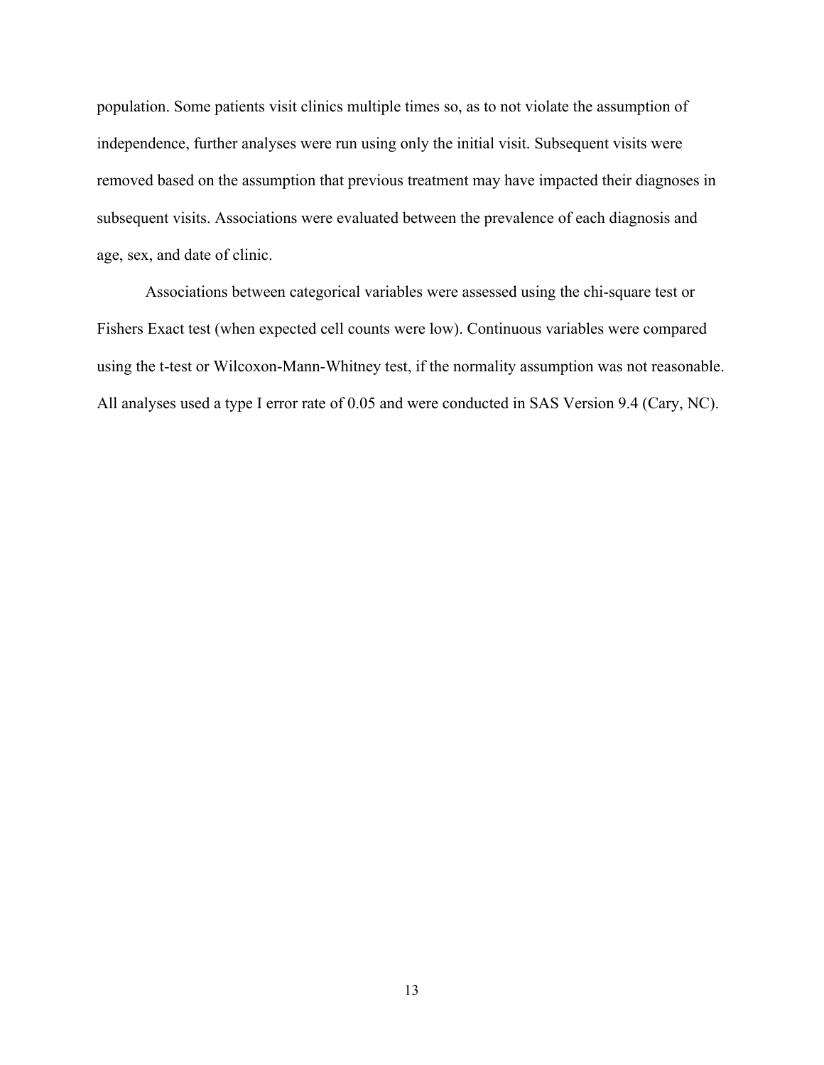population. Some patients visit clinics multiple times so, as to not violate the assumption of independence, further analyses were run using only the initial visit. Subsequent visits were removed based on the assumption that previous treatment may have impacted their diagnoses in subsequent visits. Associations were evaluated between the prevalence of each diagnosis and age, sex, and date of clinic.

Associations between categorical variables were assessed using the chi-square test or Fishers Exact test (when expected cell counts were low). Continuous variables were compared using the t-test or Wilcoxon-Mann-Whitney test, if the normality assumption was not reasonable. All analyses used a type I error rate of 0.05 and were conducted in SAS Version 9.4 (Cary, NC).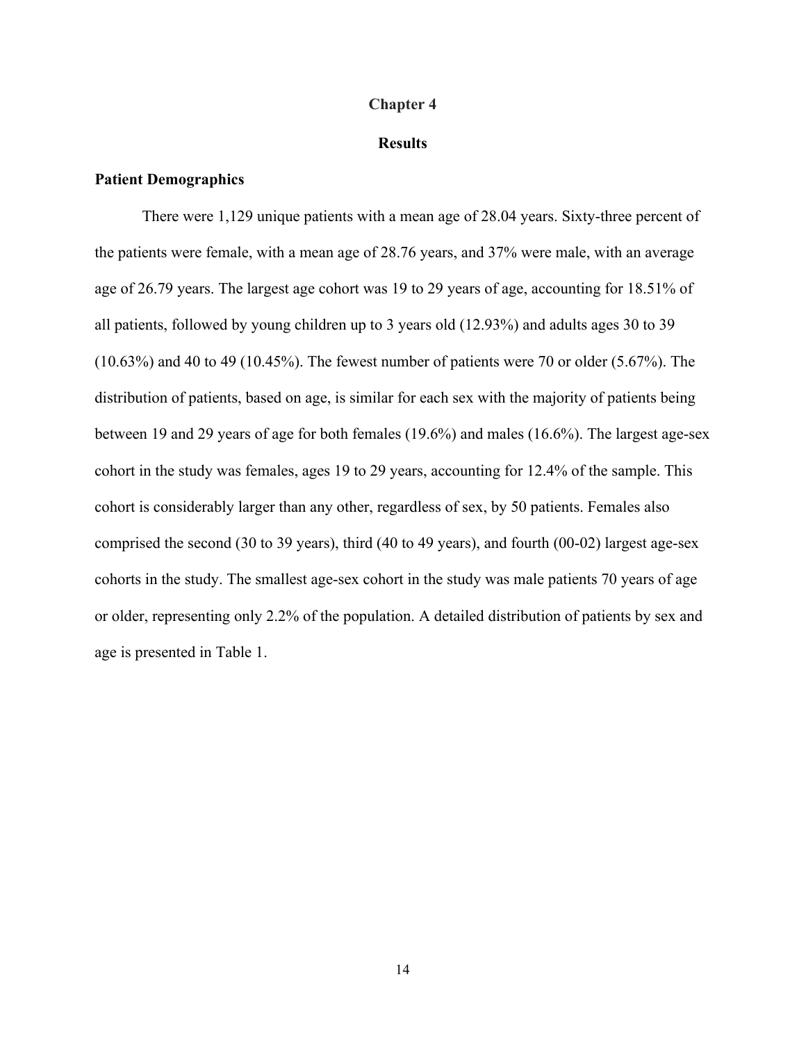# Chapter 4

# Results

## Patient Demographics

There were 1,129 unique patients with a mean age of 28.04 years. Sixty-three percent of the patients were female, with a mean age of 28.76 years, and 37% were male, with an average age of 26.79 years. The largest age cohort was 19 to 29 years of age, accounting for 18.51% of all patients, followed by young children up to 3 years old (12.93%) and adults ages 30 to 39 (10.63%) and 40 to 49 (10.45%). The fewest number of patients were 70 or older (5.67%). The distribution of patients, based on age, is similar for each sex with the majority of patients being between 19 and 29 years of age for both females (19.6%) and males (16.6%). The largest age-sex cohort in the study was females, ages 19 to 29 years, accounting for 12.4% of the sample. This cohort is considerably larger than any other, regardless of sex, by 50 patients. Females also comprised the second (30 to 39 years), third (40 to 49 years), and fourth (00-02) largest age-sex cohorts in the study. The smallest age-sex cohort in the study was male patients 70 years of age or older, representing only 2.2% of the population. A detailed distribution of patients by sex and age is presented in Table 1.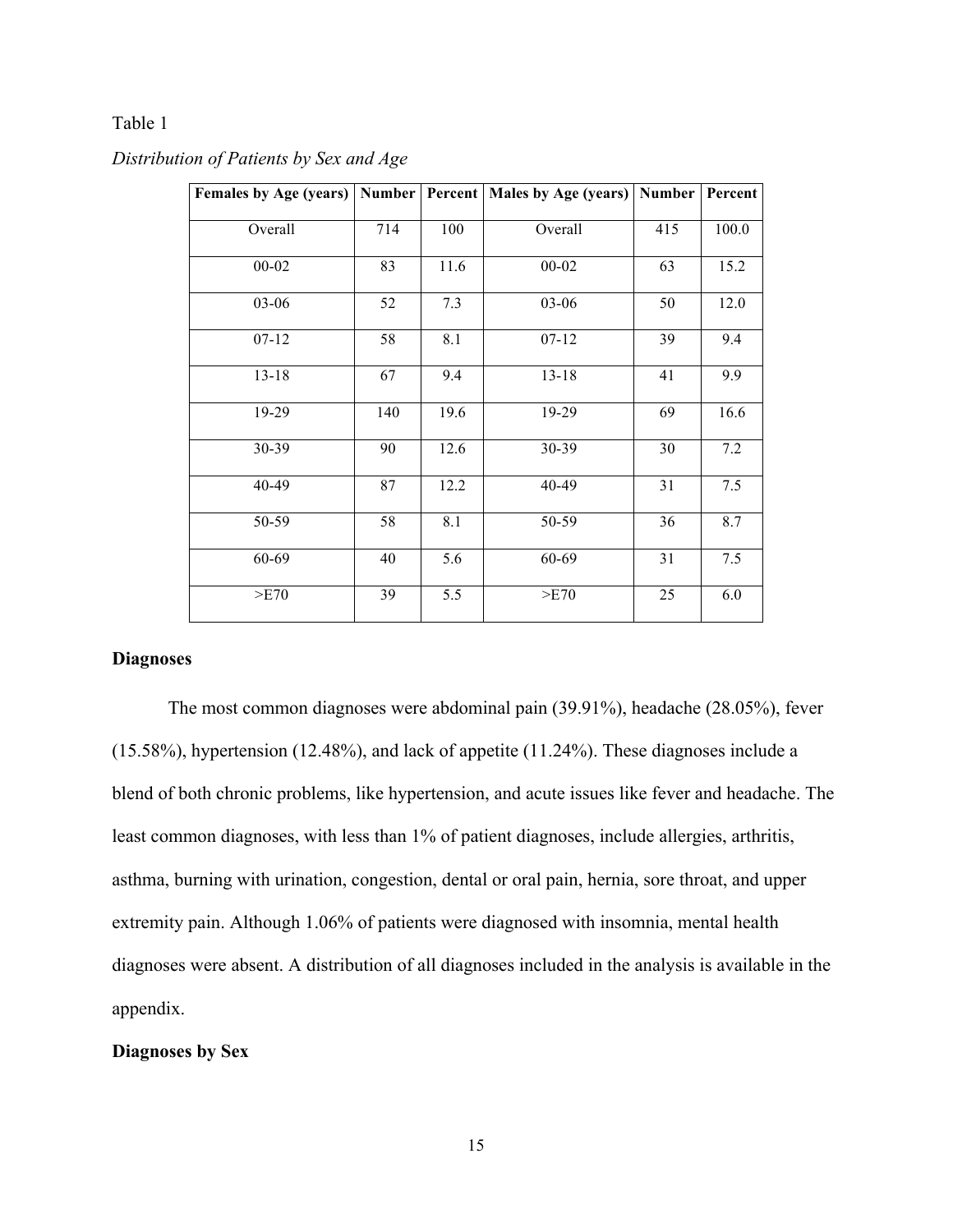Table 1

*Distribution of Patients by Sex and Age*

| Females by Age (years) | Number | Percent | Males by Age (years) | Number | Percent |
|---|---|---|---|---|---|
| Overall | 714 | 100 | Overall | 415 | 100.0 |
| 00-02 | 83 | 11.6 | 00-02 | 63 | 15.2 |
| 03-06 | 52 | 7.3 | 03-06 | 50 | 12.0 |
| 07-12 | 58 | 8.1 | 07-12 | 39 | 9.4 |
| 13-18 | 67 | 9.4 | 13-18 | 41 | 9.9 |
| 19-29 | 140 | 19.6 | 19-29 | 69 | 16.6 |
| 30-39 | 90 | 12.6 | 30-39 | 30 | 7.2 |
| 40-49 | 87 | 12.2 | 40-49 | 31 | 7.5 |
| 50-59 | 58 | 8.1 | 50-59 | 36 | 8.7 |
| 60-69 | 40 | 5.6 | 60-69 | 31 | 7.5 |
| >E70 | 39 | 5.5 | >E70 | 25 | 6.0 |

**Diagnoses**

The most common diagnoses were abdominal pain (39.91%), headache (28.05%), fever (15.58%), hypertension (12.48%), and lack of appetite (11.24%). These diagnoses include a blend of both chronic problems, like hypertension, and acute issues like fever and headache. The least common diagnoses, with less than 1% of patient diagnoses, include allergies, arthritis, asthma, burning with urination, congestion, dental or oral pain, hernia, sore throat, and upper extremity pain. Although 1.06% of patients were diagnosed with insomnia, mental health diagnoses were absent. A distribution of all diagnoses included in the analysis is available in the appendix.

**Diagnoses by Sex**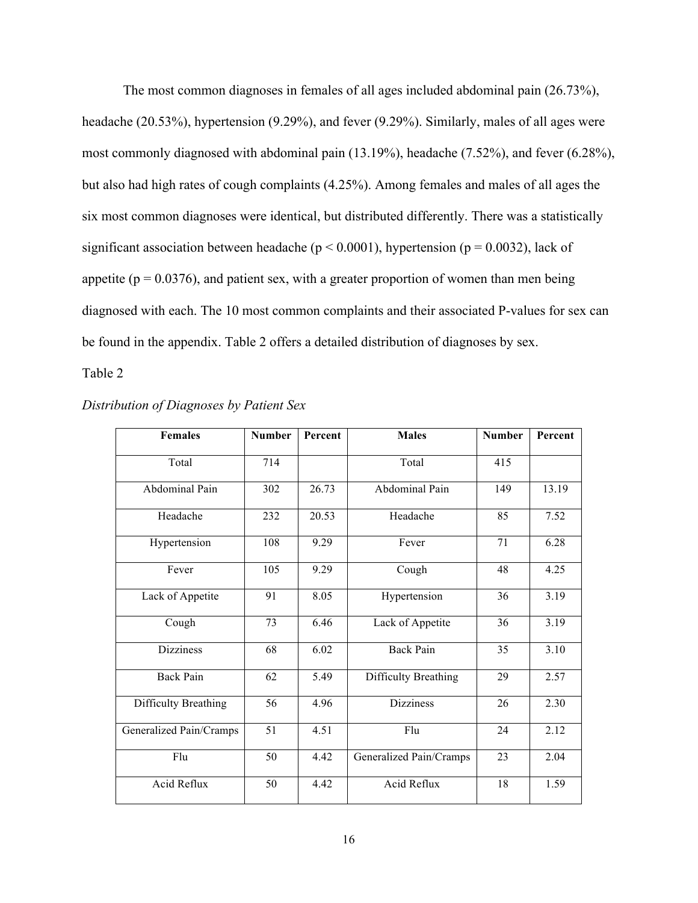The most common diagnoses in females of all ages included abdominal pain (26.73%), headache (20.53%), hypertension (9.29%), and fever (9.29%). Similarly, males of all ages were most commonly diagnosed with abdominal pain (13.19%), headache (7.52%), and fever (6.28%), but also had high rates of cough complaints (4.25%). Among females and males of all ages the six most common diagnoses were identical, but distributed differently. There was a statistically significant association between headache ($p < 0.0001$), hypertension ($p = 0.0032$), lack of appetite ($p = 0.0376$), and patient sex, with a greater proportion of women than men being diagnosed with each. The 10 most common complaints and their associated P-values for sex can be found in the appendix. Table 2 offers a detailed distribution of diagnoses by sex.

Table 2

*Distribution of Diagnoses by Patient Sex*

| Females | Number | Percent | Males | Number | Percent |
|---|---|---|---|---|---|
| Total | 714 | | Total | 415 | |
| Abdominal Pain | 302 | 26.73 | Abdominal Pain | 149 | 13.19 |
| Headache | 232 | 20.53 | Headache | 85 | 7.52 |
| Hypertension | 108 | 9.29 | Fever | 71 | 6.28 |
| Fever | 105 | 9.29 | Cough | 48 | 4.25 |
| Lack of Appetite | 91 | 8.05 | Hypertension | 36 | 3.19 |
| Cough | 73 | 6.46 | Lack of Appetite | 36 | 3.19 |
| Dizziness | 68 | 6.02 | Back Pain | 35 | 3.10 |
| Back Pain | 62 | 5.49 | Difficulty Breathing | 29 | 2.57 |
| Difficulty Breathing | 56 | 4.96 | Dizziness | 26 | 2.30 |
| Generalized Pain/Cramps | 51 | 4.51 | Flu | 24 | 2.12 |
| Flu | 50 | 4.42 | Generalized Pain/Cramps | 23 | 2.04 |
| Acid Reflux | 50 | 4.42 | Acid Reflux | 18 | 1.59 |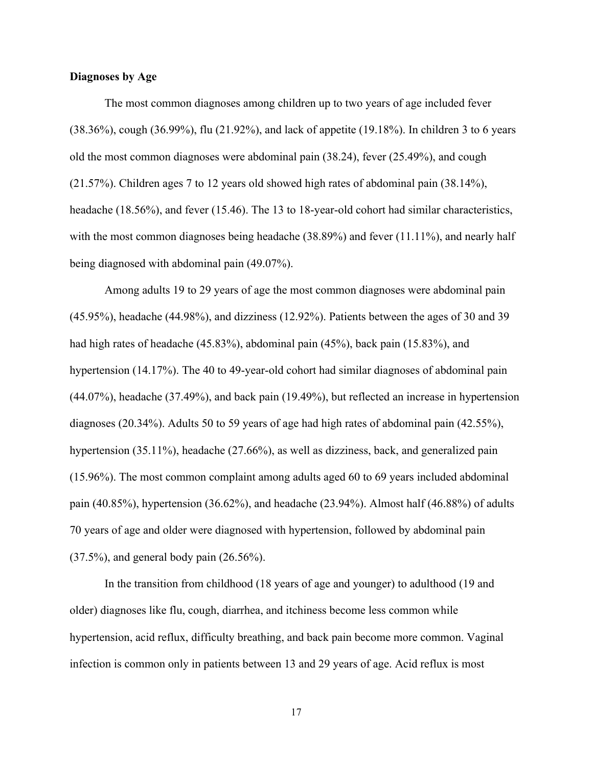**Diagnoses by Age**

The most common diagnoses among children up to two years of age included fever (38.36%), cough (36.99%), flu (21.92%), and lack of appetite (19.18%). In children 3 to 6 years old the most common diagnoses were abdominal pain (38.24), fever (25.49%), and cough (21.57%). Children ages 7 to 12 years old showed high rates of abdominal pain (38.14%), headache (18.56%), and fever (15.46). The 13 to 18-year-old cohort had similar characteristics, with the most common diagnoses being headache (38.89%) and fever (11.11%), and nearly half being diagnosed with abdominal pain (49.07%).

Among adults 19 to 29 years of age the most common diagnoses were abdominal pain (45.95%), headache (44.98%), and dizziness (12.92%). Patients between the ages of 30 and 39 had high rates of headache (45.83%), abdominal pain (45%), back pain (15.83%), and hypertension (14.17%). The 40 to 49-year-old cohort had similar diagnoses of abdominal pain (44.07%), headache (37.49%), and back pain (19.49%), but reflected an increase in hypertension diagnoses (20.34%). Adults 50 to 59 years of age had high rates of abdominal pain (42.55%), hypertension (35.11%), headache (27.66%), as well as dizziness, back, and generalized pain (15.96%). The most common complaint among adults aged 60 to 69 years included abdominal pain (40.85%), hypertension (36.62%), and headache (23.94%). Almost half (46.88%) of adults 70 years of age and older were diagnosed with hypertension, followed by abdominal pain (37.5%), and general body pain (26.56%).

In the transition from childhood (18 years of age and younger) to adulthood (19 and older) diagnoses like flu, cough, diarrhea, and itchiness become less common while hypertension, acid reflux, difficulty breathing, and back pain become more common. Vaginal infection is common only in patients between 13 and 29 years of age. Acid reflux is most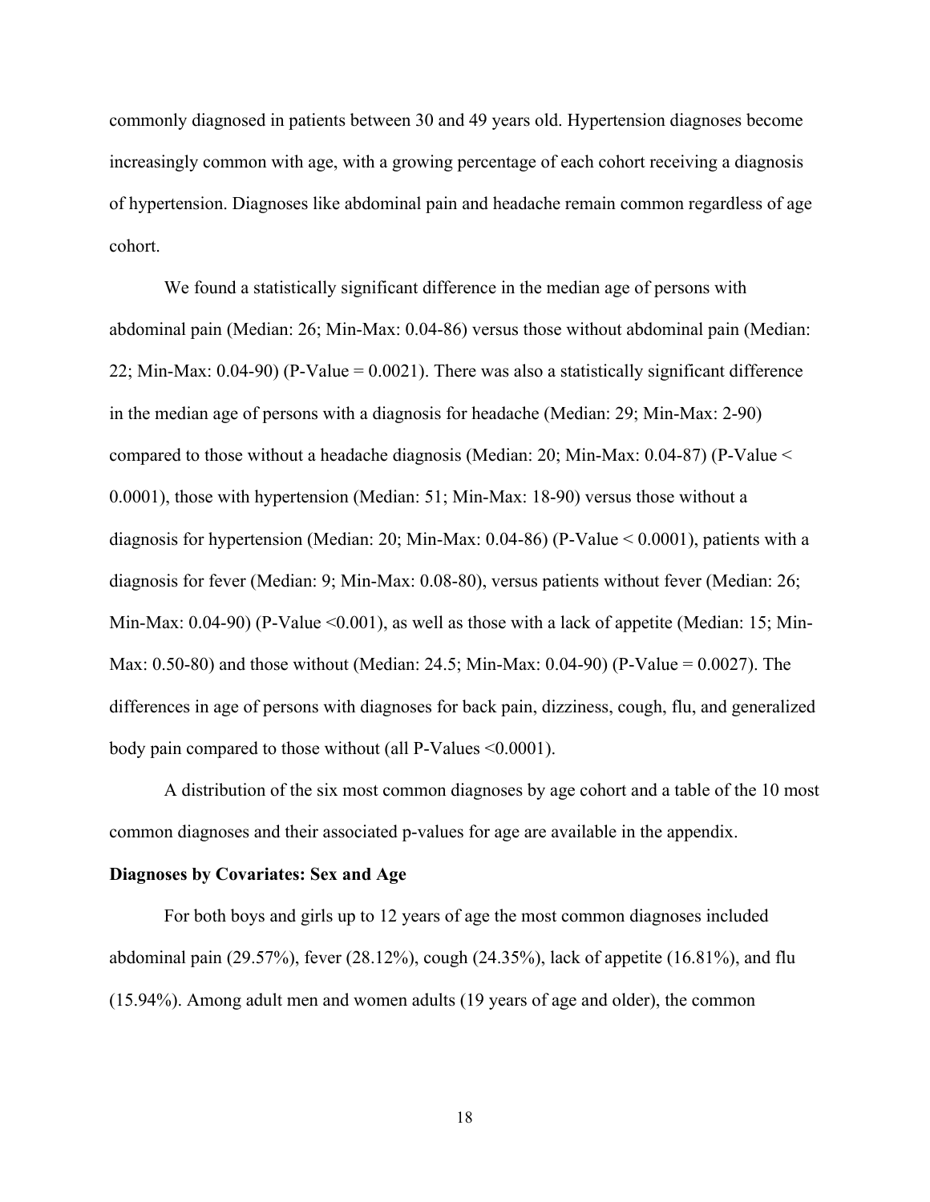commonly diagnosed in patients between 30 and 49 years old. Hypertension diagnoses become increasingly common with age, with a growing percentage of each cohort receiving a diagnosis of hypertension. Diagnoses like abdominal pain and headache remain common regardless of age cohort.

We found a statistically significant difference in the median age of persons with abdominal pain (Median: 26; Min-Max: 0.04-86) versus those without abdominal pain (Median: 22; Min-Max: 0.04-90) (P-Value = 0.0021). There was also a statistically significant difference in the median age of persons with a diagnosis for headache (Median: 29; Min-Max: 2-90) compared to those without a headache diagnosis (Median: 20; Min-Max: 0.04-87) (P-Value < 0.0001), those with hypertension (Median: 51; Min-Max: 18-90) versus those without a diagnosis for hypertension (Median: 20; Min-Max: 0.04-86) (P-Value < 0.0001), patients with a diagnosis for fever (Median: 9; Min-Max: 0.08-80), versus patients without fever (Median: 26; Min-Max: 0.04-90) (P-Value <0.001), as well as those with a lack of appetite (Median: 15; Min-Max: 0.50-80) and those without (Median: 24.5; Min-Max: 0.04-90) (P-Value = 0.0027). The differences in age of persons with diagnoses for back pain, dizziness, cough, flu, and generalized body pain compared to those without (all P-Values <0.0001).

A distribution of the six most common diagnoses by age cohort and a table of the 10 most common diagnoses and their associated p-values for age are available in the appendix.

**Diagnoses by Covariates: Sex and Age**

For both boys and girls up to 12 years of age the most common diagnoses included abdominal pain (29.57%), fever (28.12%), cough (24.35%), lack of appetite (16.81%), and flu (15.94%). Among adult men and women adults (19 years of age and older), the common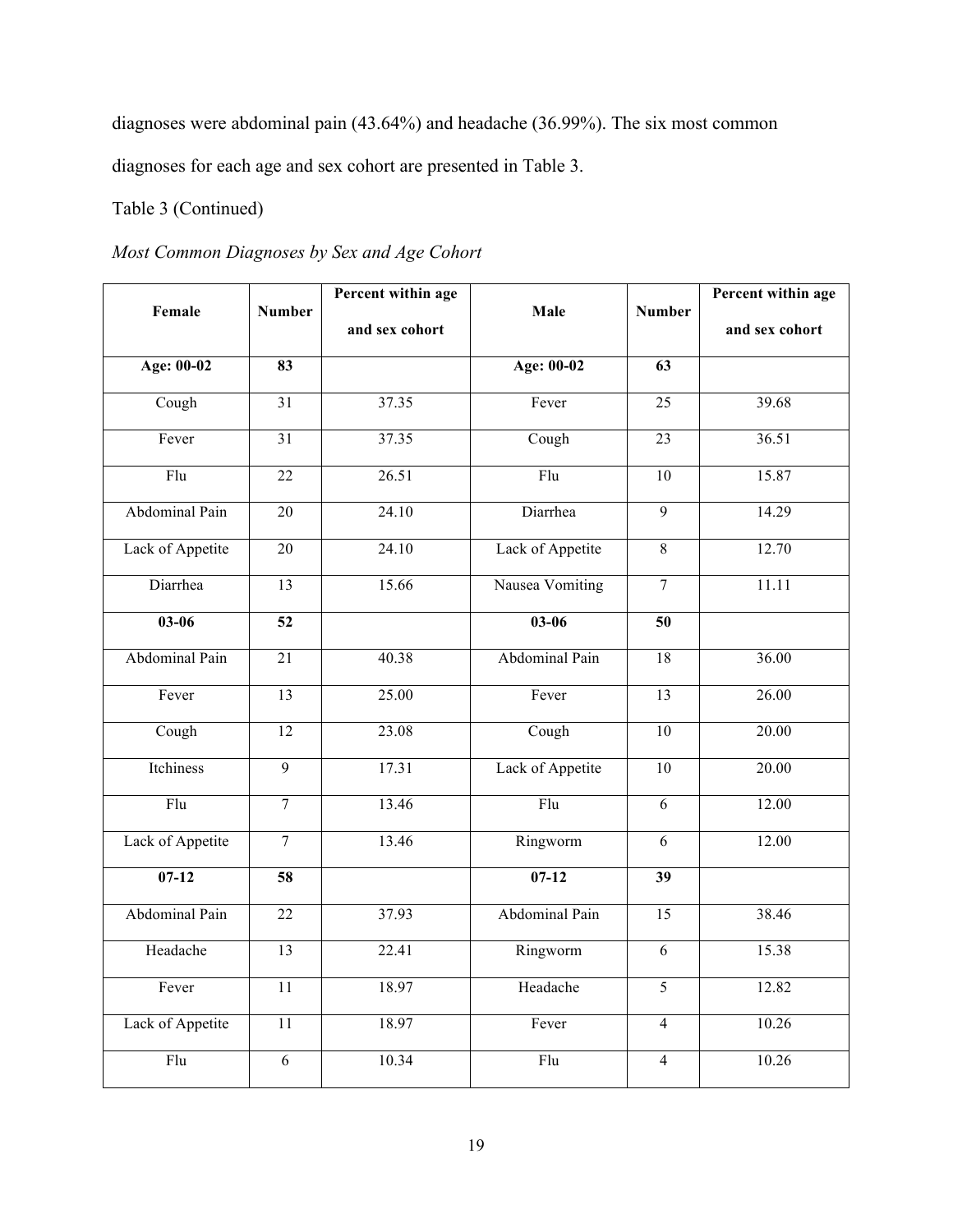diagnoses were abdominal pain (43.64%) and headache (36.99%). The six most common diagnoses for each age and sex cohort are presented in Table 3.

Table 3 (Continued)

*Most Common Diagnoses by Sex and Age Cohort*

| **Female** | **Number** | **Percent within age and sex cohort** | **Male** | **Number** | **Percent within age and sex cohort** |
|---|---|---|---|---|---|
| **Age: 00-02** | **83** | | **Age: 00-02** | **63** | |
| Cough | 31 | 37.35 | Fever | 25 | 39.68 |
| Fever | 31 | 37.35 | Cough | 23 | 36.51 |
| Flu | 22 | 26.51 | Flu | 10 | 15.87 |
| Abdominal Pain | 20 | 24.10 | Diarrhea | 9 | 14.29 |
| Lack of Appetite | 20 | 24.10 | Lack of Appetite | 8 | 12.70 |
| Diarrhea | 13 | 15.66 | Nausea Vomiting | 7 | 11.11 |
| **03-06** | **52** | | **03-06** | **50** | |
| Abdominal Pain | 21 | 40.38 | Abdominal Pain | 18 | 36.00 |
| Fever | 13 | 25.00 | Fever | 13 | 26.00 |
| Cough | 12 | 23.08 | Cough | 10 | 20.00 |
| Itchiness | 9 | 17.31 | Lack of Appetite | 10 | 20.00 |
| Flu | 7 | 13.46 | Flu | 6 | 12.00 |
| Lack of Appetite | 7 | 13.46 | Ringworm | 6 | 12.00 |
| **07-12** | **58** | | **07-12** | **39** | |
| Abdominal Pain | 22 | 37.93 | Abdominal Pain | 15 | 38.46 |
| Headache | 13 | 22.41 | Ringworm | 6 | 15.38 |
| Fever | 11 | 18.97 | Headache | 5 | 12.82 |
| Lack of Appetite | 11 | 18.97 | Fever | 4 | 10.26 |
| Flu | 6 | 10.34 | Flu | 4 | 10.26 |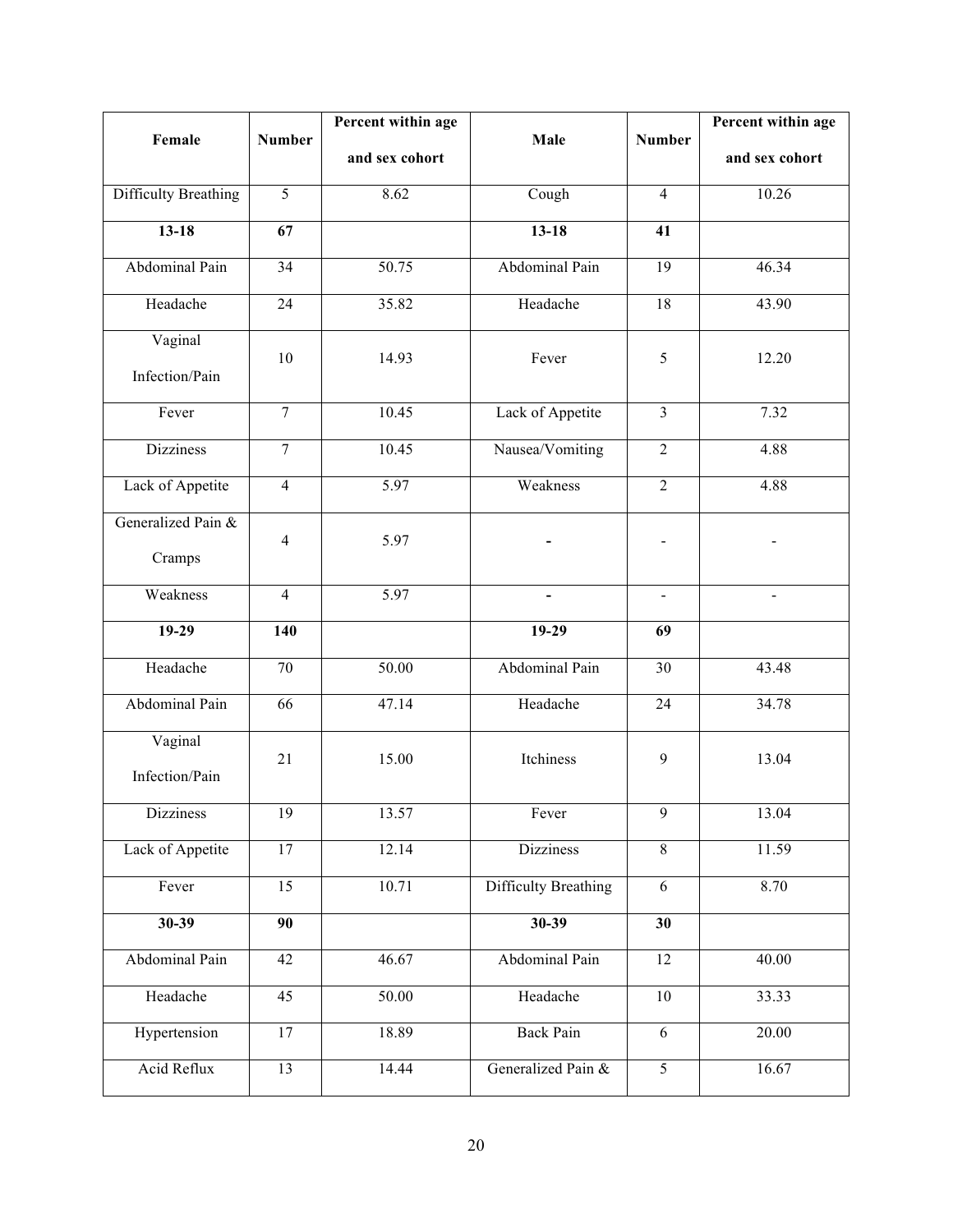| Female | Number | Percent within age and sex cohort | Male | Number | Percent within age and sex cohort |
|---|---|---|---|---|---|
| Difficulty Breathing | 5 | 8.62 | Cough | 4 | 10.26 |
| **13-18** | **67** | | **13-18** | **41** | |
| Abdominal Pain | 34 | 50.75 | Abdominal Pain | 19 | 46.34 |
| Headache | 24 | 35.82 | Headache | 18 | 43.90 |
| Vaginal Infection/Pain | 10 | 14.93 | Fever | 5 | 12.20 |
| Fever | 7 | 10.45 | Lack of Appetite | 3 | 7.32 |
| Dizziness | 7 | 10.45 | Nausea/Vomiting | 2 | 4.88 |
| Lack of Appetite | 4 | 5.97 | Weakness | 2 | 4.88 |
| Generalized Pain & Cramps | 4 | 5.97 | - | - | - |
| Weakness | 4 | 5.97 | - | - | - |
| **19-29** | **140** | | **19-29** | **69** | |
| Headache | 70 | 50.00 | Abdominal Pain | 30 | 43.48 |
| Abdominal Pain | 66 | 47.14 | Headache | 24 | 34.78 |
| Vaginal Infection/Pain | 21 | 15.00 | Itchiness | 9 | 13.04 |
| Dizziness | 19 | 13.57 | Fever | 9 | 13.04 |
| Lack of Appetite | 17 | 12.14 | Dizziness | 8 | 11.59 |
| Fever | 15 | 10.71 | Difficulty Breathing | 6 | 8.70 |
| **30-39** | **90** | | **30-39** | **30** | |
| Abdominal Pain | 42 | 46.67 | Abdominal Pain | 12 | 40.00 |
| Headache | 45 | 50.00 | Headache | 10 | 33.33 |
| Hypertension | 17 | 18.89 | Back Pain | 6 | 20.00 |
| Acid Reflux | 13 | 14.44 | Generalized Pain & | 5 | 16.67 |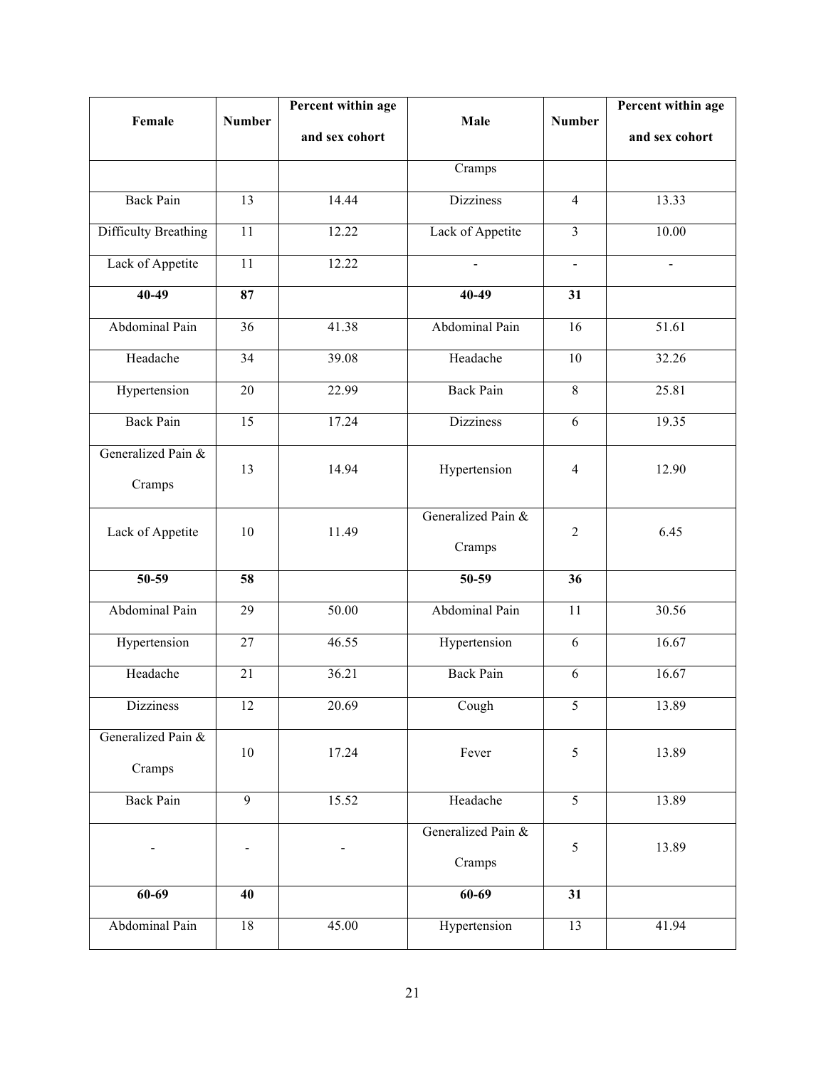| Female | Number | Percent within age and sex cohort | Male | Number | Percent within age and sex cohort |
|---|---|---|---|---|---|
| | | | Cramps | | |
| Back Pain | 13 | 14.44 | Dizziness | 4 | 13.33 |
| Difficulty Breathing | 11 | 12.22 | Lack of Appetite | 3 | 10.00 |
| Lack of Appetite | 11 | 12.22 | - | - | - |
| **40-49** | **87** | | **40-49** | **31** | |
| Abdominal Pain | 36 | 41.38 | Abdominal Pain | 16 | 51.61 |
| Headache | 34 | 39.08 | Headache | 10 | 32.26 |
| Hypertension | 20 | 22.99 | Back Pain | 8 | 25.81 |
| Back Pain | 15 | 17.24 | Dizziness | 6 | 19.35 |
| Generalized Pain & Cramps | 13 | 14.94 | Hypertension | 4 | 12.90 |
| Lack of Appetite | 10 | 11.49 | Generalized Pain & Cramps | 2 | 6.45 |
| **50-59** | **58** | | **50-59** | **36** | |
| Abdominal Pain | 29 | 50.00 | Abdominal Pain | 11 | 30.56 |
| Hypertension | 27 | 46.55 | Hypertension | 6 | 16.67 |
| Headache | 21 | 36.21 | Back Pain | 6 | 16.67 |
| Dizziness | 12 | 20.69 | Cough | 5 | 13.89 |
| Generalized Pain & Cramps | 10 | 17.24 | Fever | 5 | 13.89 |
| Back Pain | 9 | 15.52 | Headache | 5 | 13.89 |
| - | - | - | Generalized Pain & Cramps | 5 | 13.89 |
| **60-69** | **40** | | **60-69** | **31** | |
| Abdominal Pain | 18 | 45.00 | Hypertension | 13 | 41.94 |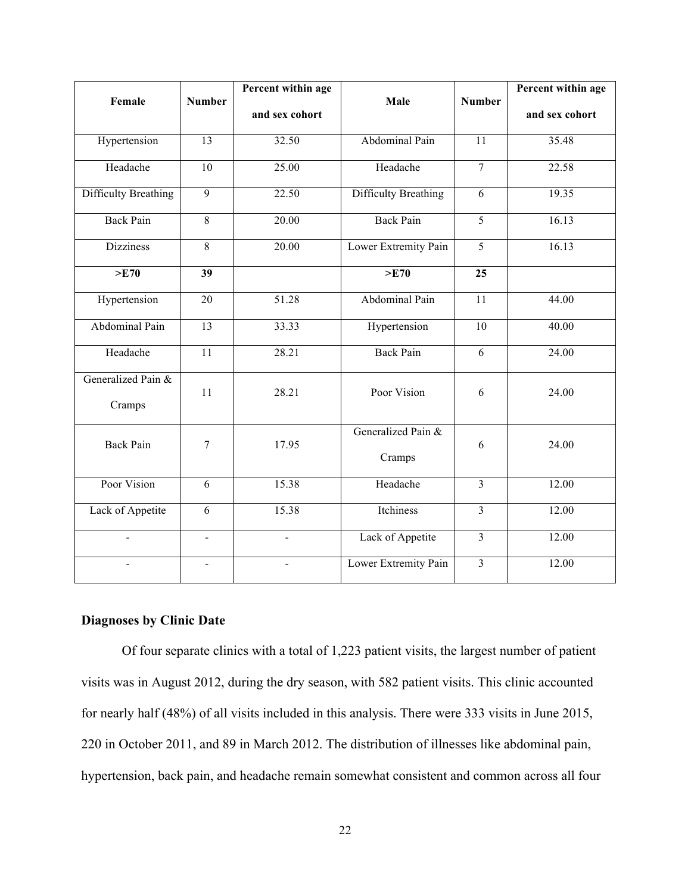| Female | Number | Percent within age and sex cohort | Male | Number | Percent within age and sex cohort |
|---|---|---|---|---|---|
| Hypertension | 13 | 32.50 | Abdominal Pain | 11 | 35.48 |
| Headache | 10 | 25.00 | Headache | 7 | 22.58 |
| Difficulty Breathing | 9 | 22.50 | Difficulty Breathing | 6 | 19.35 |
| Back Pain | 8 | 20.00 | Back Pain | 5 | 16.13 |
| Dizziness | 8 | 20.00 | Lower Extremity Pain | 5 | 16.13 |
| **>E70** | **39** | | **>E70** | **25** | |
| Hypertension | 20 | 51.28 | Abdominal Pain | 11 | 44.00 |
| Abdominal Pain | 13 | 33.33 | Hypertension | 10 | 40.00 |
| Headache | 11 | 28.21 | Back Pain | 6 | 24.00 |
| Generalized Pain & Cramps | 11 | 28.21 | Poor Vision | 6 | 24.00 |
| Back Pain | 7 | 17.95 | Generalized Pain & Cramps | 6 | 24.00 |
| Poor Vision | 6 | 15.38 | Headache | 3 | 12.00 |
| Lack of Appetite | 6 | 15.38 | Itchiness | 3 | 12.00 |
| - | - | - | Lack of Appetite | 3 | 12.00 |
| - | - | - | Lower Extremity Pain | 3 | 12.00 |

### Diagnoses by Clinic Date

Of four separate clinics with a total of 1,223 patient visits, the largest number of patient visits was in August 2012, during the dry season, with 582 patient visits. This clinic accounted for nearly half (48%) of all visits included in this analysis. There were 333 visits in June 2015, 220 in October 2011, and 89 in March 2012. The distribution of illnesses like abdominal pain, hypertension, back pain, and headache remain somewhat consistent and common across all four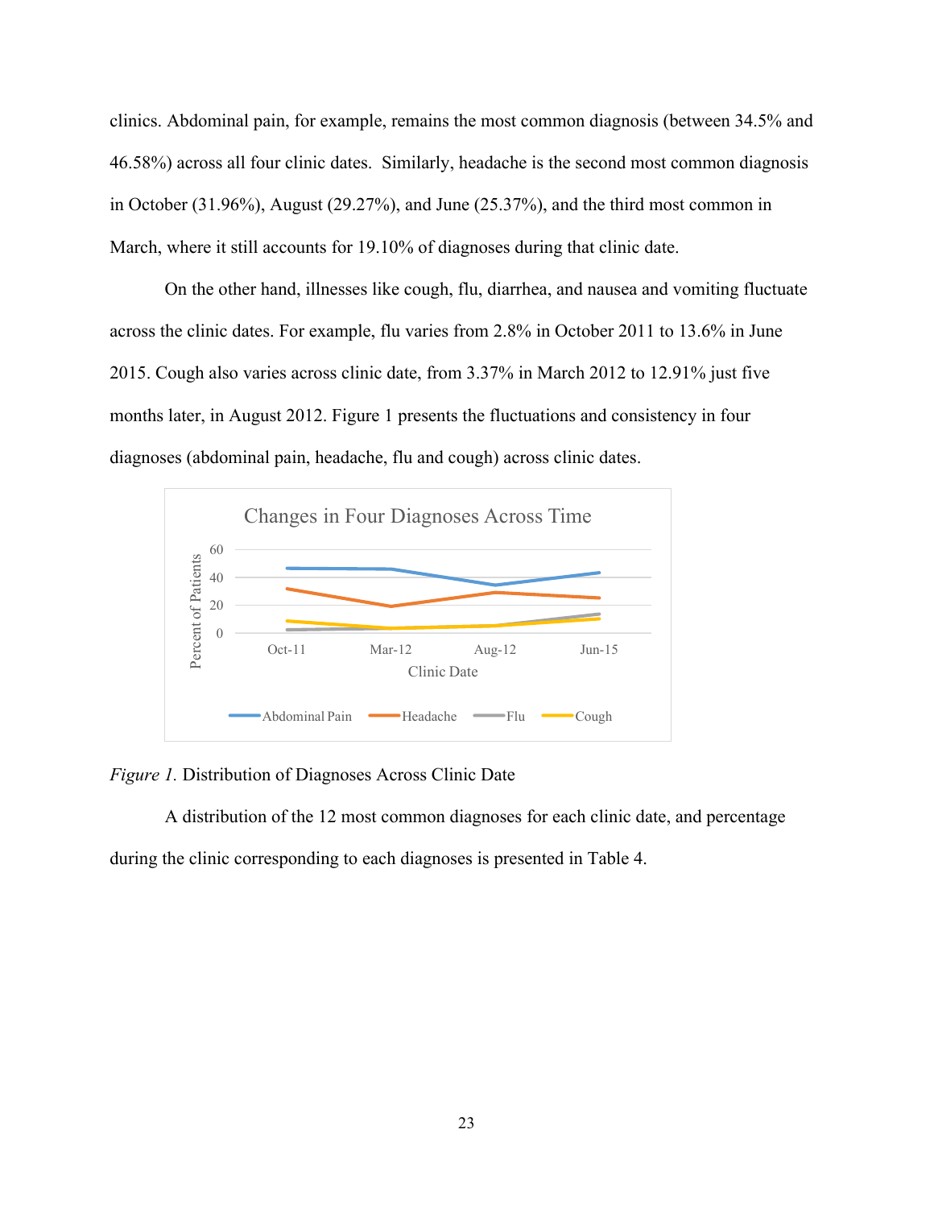clinics. Abdominal pain, for example, remains the most common diagnosis (between 34.5% and 46.58%) across all four clinic dates. Similarly, headache is the second most common diagnosis in October (31.96%), August (29.27%), and June (25.37%), and the third most common in March, where it still accounts for 19.10% of diagnoses during that clinic date.

On the other hand, illnesses like cough, flu, diarrhea, and nausea and vomiting fluctuate across the clinic dates. For example, flu varies from 2.8% in October 2011 to 13.6% in June 2015. Cough also varies across clinic date, from 3.37% in March 2012 to 12.91% just five months later, in August 2012. Figure 1 presents the fluctuations and consistency in four diagnoses (abdominal pain, headache, flu and cough) across clinic dates.

*Figure 1.* Distribution of Diagnoses Across Clinic Date

A distribution of the 12 most common diagnoses for each clinic date, and percentage during the clinic corresponding to each diagnoses is presented in Table 4.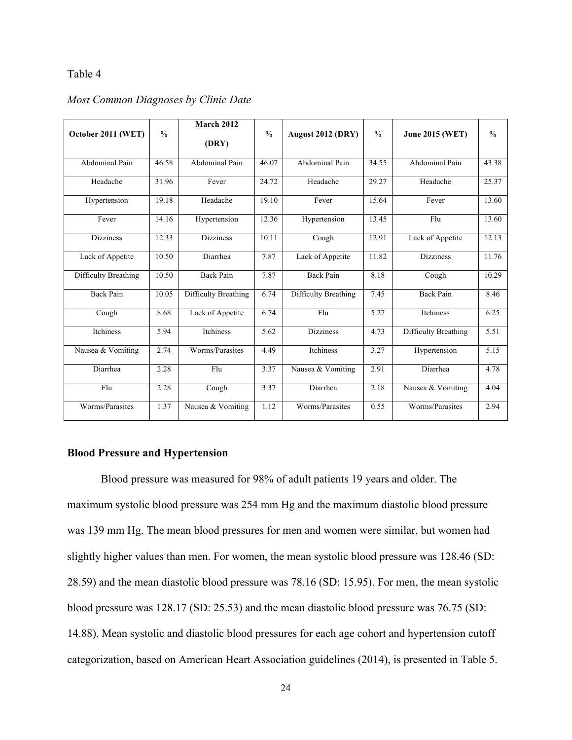Table 4

*Most Common Diagnoses by Clinic Date*

| October 2011 (WET) | % | March 2012 (DRY) | % | August 2012 (DRY) | % | June 2015 (WET) | % |
|---|---|---|---|---|---|---|---|
| Abdominal Pain | 46.58 | Abdominal Pain | 46.07 | Abdominal Pain | 34.55 | Abdominal Pain | 43.38 |
| Headache | 31.96 | Fever | 24.72 | Headache | 29.27 | Headache | 25.37 |
| Hypertension | 19.18 | Headache | 19.10 | Fever | 15.64 | Fever | 13.60 |
| Fever | 14.16 | Hypertension | 12.36 | Hypertension | 13.45 | Flu | 13.60 |
| Dizziness | 12.33 | Dizziness | 10.11 | Cough | 12.91 | Lack of Appetite | 12.13 |
| Lack of Appetite | 10.50 | Diarrhea | 7.87 | Lack of Appetite | 11.82 | Dizziness | 11.76 |
| Difficulty Breathing | 10.50 | Back Pain | 7.87 | Back Pain | 8.18 | Cough | 10.29 |
| Back Pain | 10.05 | Difficulty Breathing | 6.74 | Difficulty Breathing | 7.45 | Back Pain | 8.46 |
| Cough | 8.68 | Lack of Appetite | 6.74 | Flu | 5.27 | Itchiness | 6.25 |
| Itchiness | 5.94 | Itchiness | 5.62 | Dizziness | 4.73 | Difficulty Breathing | 5.51 |
| Nausea & Vomiting | 2.74 | Worms/Parasites | 4.49 | Itchiness | 3.27 | Hypertension | 5.15 |
| Diarrhea | 2.28 | Flu | 3.37 | Nausea & Vomiting | 2.91 | Diarrhea | 4.78 |
| Flu | 2.28 | Cough | 3.37 | Diarrhea | 2.18 | Nausea & Vomiting | 4.04 |
| Worms/Parasites | 1.37 | Nausea & Vomiting | 1.12 | Worms/Parasites | 0.55 | Worms/Parasites | 2.94 |

**Blood Pressure and Hypertension**

Blood pressure was measured for 98% of adult patients 19 years and older. The maximum systolic blood pressure was 254 mm Hg and the maximum diastolic blood pressure was 139 mm Hg. The mean blood pressures for men and women were similar, but women had slightly higher values than men. For women, the mean systolic blood pressure was 128.46 (SD: 28.59) and the mean diastolic blood pressure was 78.16 (SD: 15.95). For men, the mean systolic blood pressure was 128.17 (SD: 25.53) and the mean diastolic blood pressure was 76.75 (SD: 14.88). Mean systolic and diastolic blood pressures for each age cohort and hypertension cutoff categorization, based on American Heart Association guidelines (2014), is presented in Table 5.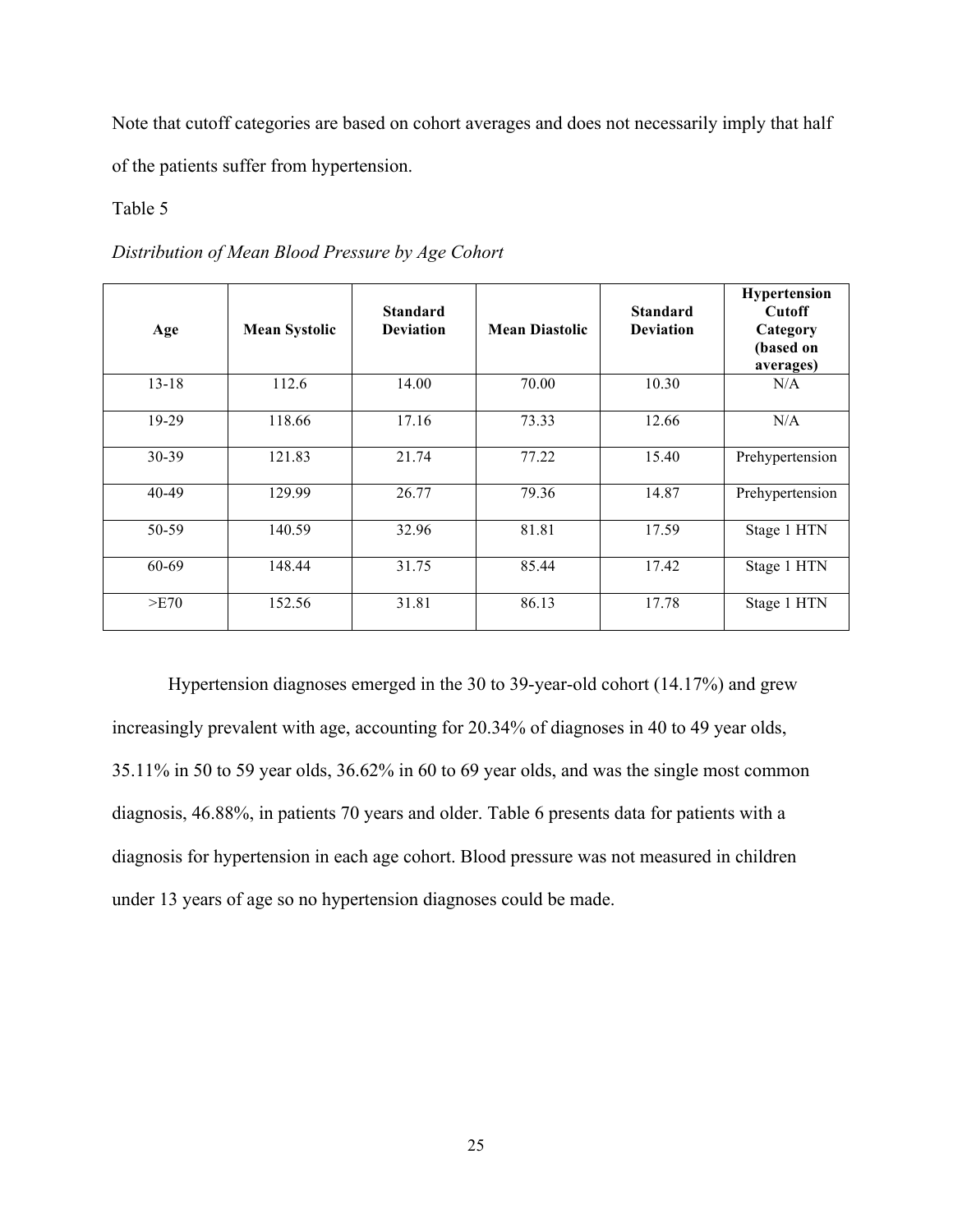Note that cutoff categories are based on cohort averages and does not necessarily imply that half of the patients suffer from hypertension.

Table 5

*Distribution of Mean Blood Pressure by Age Cohort*

| Age | Mean Systolic | Standard Deviation | Mean Diastolic | Standard Deviation | Hypertension Cutoff Category (based on averages) |
|---|---|---|---|---|---|
| 13-18 | 112.6 | 14.00 | 70.00 | 10.30 | N/A |
| 19-29 | 118.66 | 17.16 | 73.33 | 12.66 | N/A |
| 30-39 | 121.83 | 21.74 | 77.22 | 15.40 | Prehypertension |
| 40-49 | 129.99 | 26.77 | 79.36 | 14.87 | Prehypertension |
| 50-59 | 140.59 | 32.96 | 81.81 | 17.59 | Stage 1 HTN |
| 60-69 | 148.44 | 31.75 | 85.44 | 17.42 | Stage 1 HTN |
| >E70 | 152.56 | 31.81 | 86.13 | 17.78 | Stage 1 HTN |

Hypertension diagnoses emerged in the 30 to 39-year-old cohort (14.17%) and grew increasingly prevalent with age, accounting for 20.34% of diagnoses in 40 to 49 year olds, 35.11% in 50 to 59 year olds, 36.62% in 60 to 69 year olds, and was the single most common diagnosis, 46.88%, in patients 70 years and older. Table 6 presents data for patients with a diagnosis for hypertension in each age cohort. Blood pressure was not measured in children under 13 years of age so no hypertension diagnoses could be made.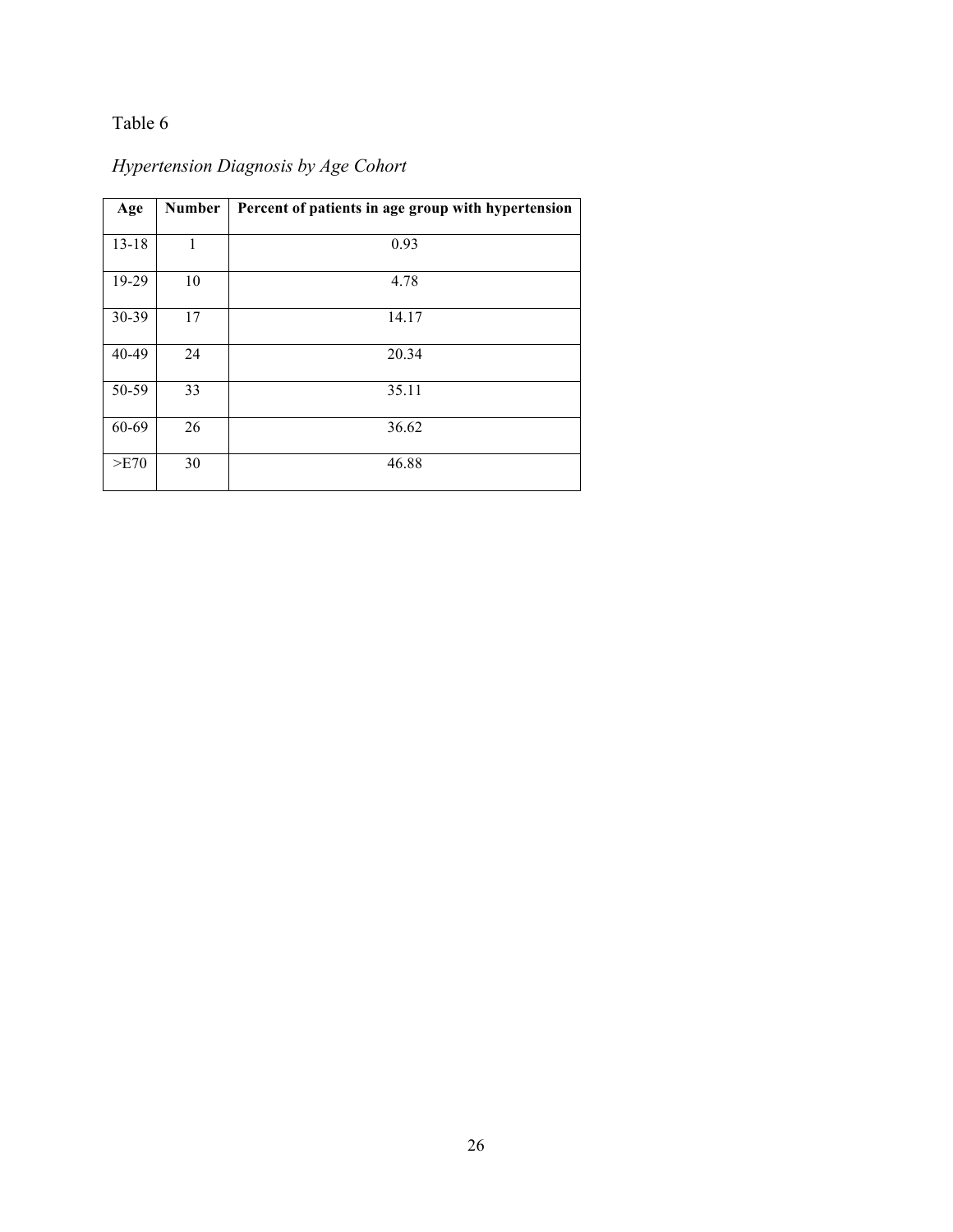Table 6

*Hypertension Diagnosis by Age Cohort*

| Age | Number | Percent of patients in age group with hypertension |
|---|---|---|
| 13-18 | 1 | 0.93 |
| 19-29 | 10 | 4.78 |
| 30-39 | 17 | 14.17 |
| 40-49 | 24 | 20.34 |
| 50-59 | 33 | 35.11 |
| 60-69 | 26 | 36.62 |
| >E70 | 30 | 46.88 |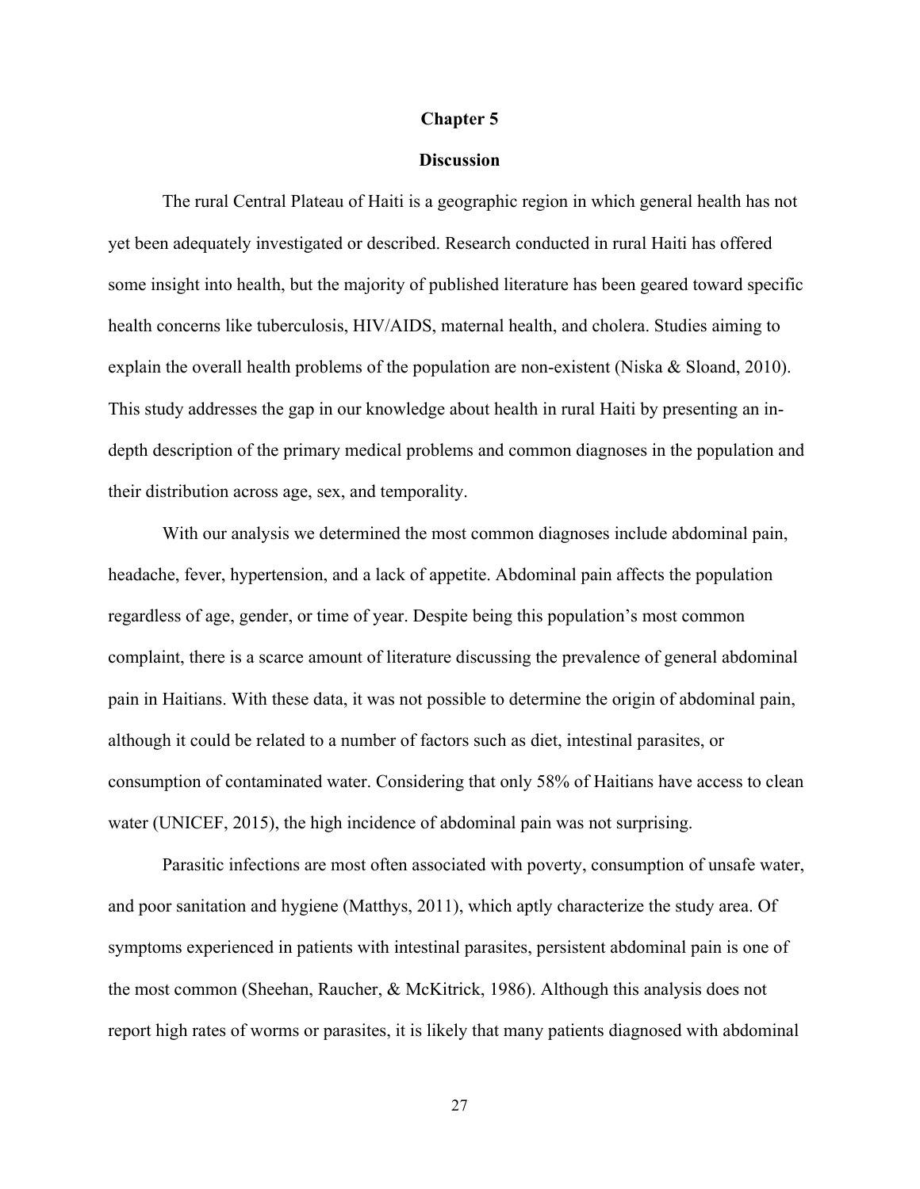# Chapter 5

## Discussion

The rural Central Plateau of Haiti is a geographic region in which general health has not yet been adequately investigated or described. Research conducted in rural Haiti has offered some insight into health, but the majority of published literature has been geared toward specific health concerns like tuberculosis, HIV/AIDS, maternal health, and cholera. Studies aiming to explain the overall health problems of the population are non-existent (Niska & Sloand, 2010). This study addresses the gap in our knowledge about health in rural Haiti by presenting an in-depth description of the primary medical problems and common diagnoses in the population and their distribution across age, sex, and temporality.

With our analysis we determined the most common diagnoses include abdominal pain, headache, fever, hypertension, and a lack of appetite. Abdominal pain affects the population regardless of age, gender, or time of year. Despite being this population's most common complaint, there is a scarce amount of literature discussing the prevalence of general abdominal pain in Haitians. With these data, it was not possible to determine the origin of abdominal pain, although it could be related to a number of factors such as diet, intestinal parasites, or consumption of contaminated water. Considering that only 58% of Haitians have access to clean water (UNICEF, 2015), the high incidence of abdominal pain was not surprising.

Parasitic infections are most often associated with poverty, consumption of unsafe water, and poor sanitation and hygiene (Matthys, 2011), which aptly characterize the study area. Of symptoms experienced in patients with intestinal parasites, persistent abdominal pain is one of the most common (Sheehan, Raucher, & McKitrick, 1986). Although this analysis does not report high rates of worms or parasites, it is likely that many patients diagnosed with abdominal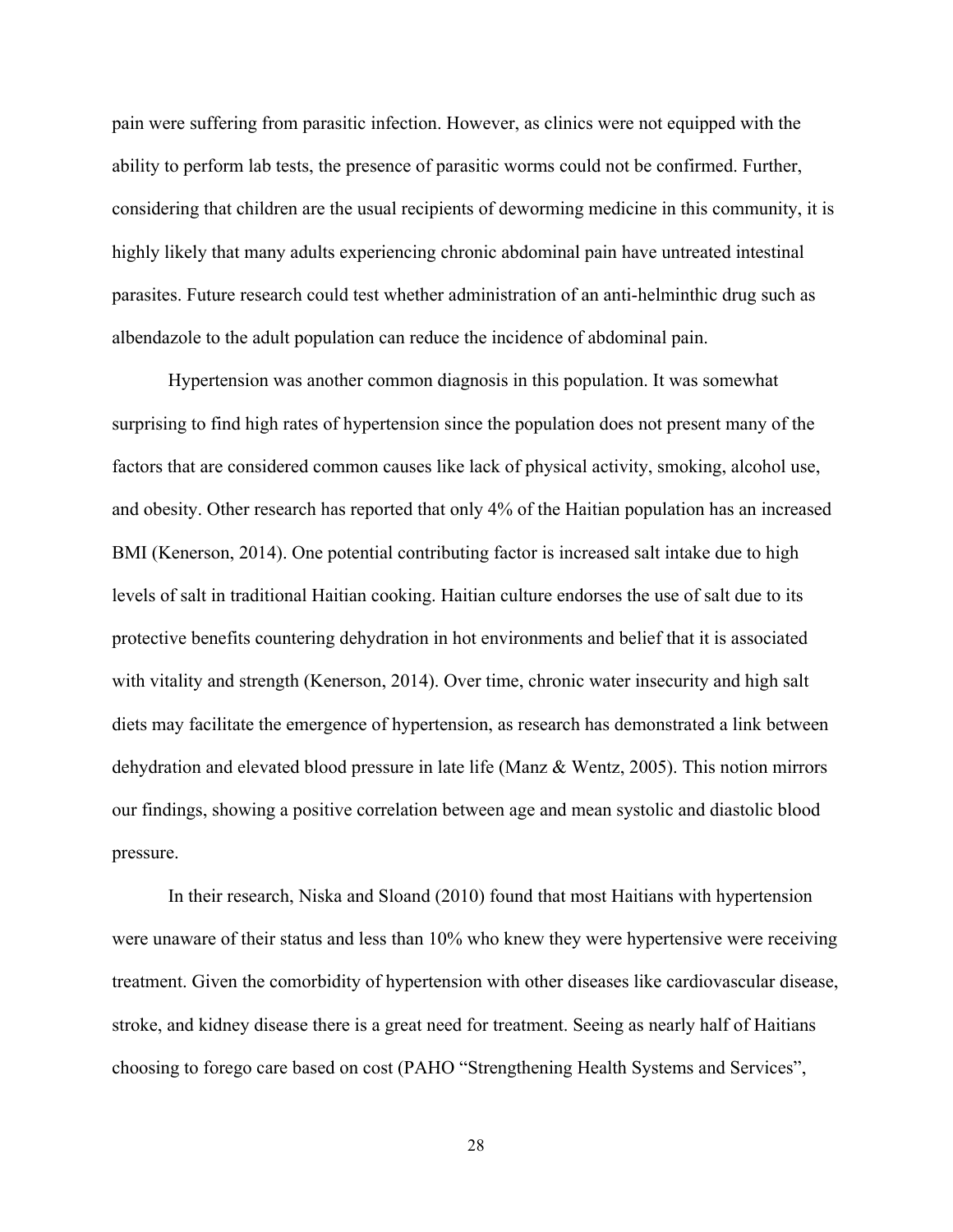pain were suffering from parasitic infection. However, as clinics were not equipped with the ability to perform lab tests, the presence of parasitic worms could not be confirmed. Further, considering that children are the usual recipients of deworming medicine in this community, it is highly likely that many adults experiencing chronic abdominal pain have untreated intestinal parasites. Future research could test whether administration of an anti-helminthic drug such as albendazole to the adult population can reduce the incidence of abdominal pain.

Hypertension was another common diagnosis in this population. It was somewhat surprising to find high rates of hypertension since the population does not present many of the factors that are considered common causes like lack of physical activity, smoking, alcohol use, and obesity. Other research has reported that only 4% of the Haitian population has an increased BMI (Kenerson, 2014). One potential contributing factor is increased salt intake due to high levels of salt in traditional Haitian cooking. Haitian culture endorses the use of salt due to its protective benefits countering dehydration in hot environments and belief that it is associated with vitality and strength (Kenerson, 2014). Over time, chronic water insecurity and high salt diets may facilitate the emergence of hypertension, as research has demonstrated a link between dehydration and elevated blood pressure in late life (Manz & Wentz, 2005). This notion mirrors our findings, showing a positive correlation between age and mean systolic and diastolic blood pressure.

In their research, Niska and Sloand (2010) found that most Haitians with hypertension were unaware of their status and less than 10% who knew they were hypertensive were receiving treatment. Given the comorbidity of hypertension with other diseases like cardiovascular disease, stroke, and kidney disease there is a great need for treatment. Seeing as nearly half of Haitians choosing to forego care based on cost (PAHO "Strengthening Health Systems and Services",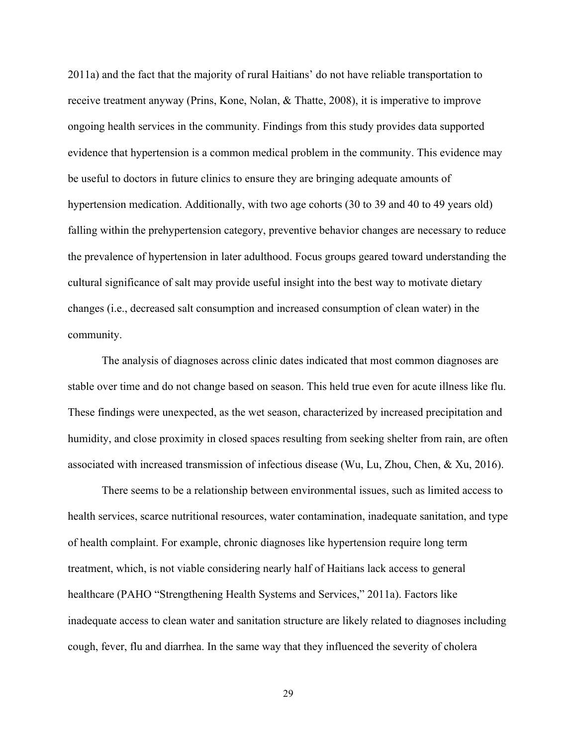2011a) and the fact that the majority of rural Haitians' do not have reliable transportation to receive treatment anyway (Prins, Kone, Nolan, & Thatte, 2008), it is imperative to improve ongoing health services in the community. Findings from this study provides data supported evidence that hypertension is a common medical problem in the community. This evidence may be useful to doctors in future clinics to ensure they are bringing adequate amounts of hypertension medication. Additionally, with two age cohorts (30 to 39 and 40 to 49 years old) falling within the prehypertension category, preventive behavior changes are necessary to reduce the prevalence of hypertension in later adulthood. Focus groups geared toward understanding the cultural significance of salt may provide useful insight into the best way to motivate dietary changes (i.e., decreased salt consumption and increased consumption of clean water) in the community.

The analysis of diagnoses across clinic dates indicated that most common diagnoses are stable over time and do not change based on season. This held true even for acute illness like flu. These findings were unexpected, as the wet season, characterized by increased precipitation and humidity, and close proximity in closed spaces resulting from seeking shelter from rain, are often associated with increased transmission of infectious disease (Wu, Lu, Zhou, Chen, & Xu, 2016).

There seems to be a relationship between environmental issues, such as limited access to health services, scarce nutritional resources, water contamination, inadequate sanitation, and type of health complaint. For example, chronic diagnoses like hypertension require long term treatment, which, is not viable considering nearly half of Haitians lack access to general healthcare (PAHO "Strengthening Health Systems and Services," 2011a). Factors like inadequate access to clean water and sanitation structure are likely related to diagnoses including cough, fever, flu and diarrhea. In the same way that they influenced the severity of cholera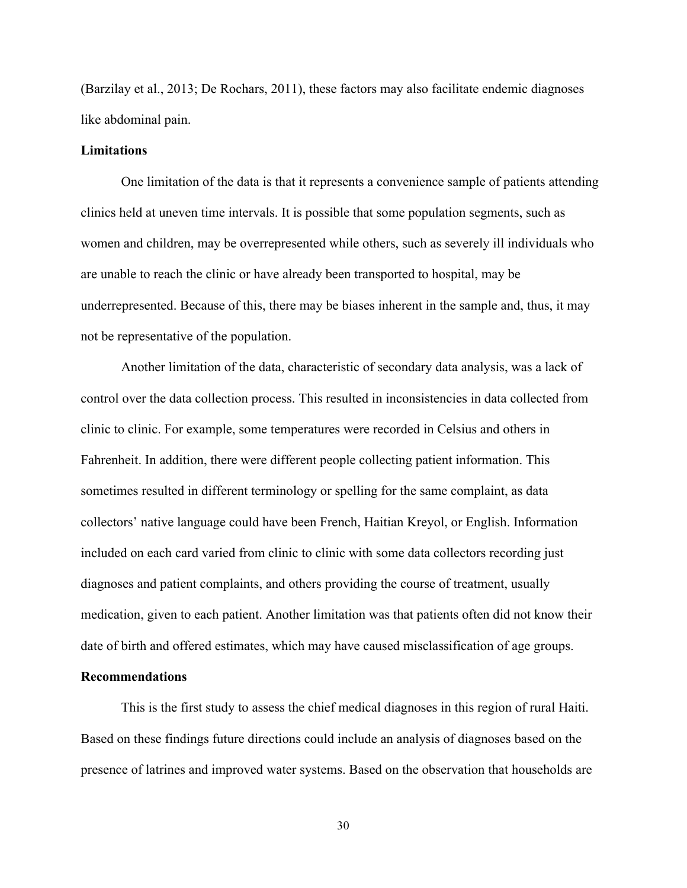(Barzilay et al., 2013; De Rochars, 2011), these factors may also facilitate endemic diagnoses like abdominal pain.

### Limitations

One limitation of the data is that it represents a convenience sample of patients attending clinics held at uneven time intervals. It is possible that some population segments, such as women and children, may be overrepresented while others, such as severely ill individuals who are unable to reach the clinic or have already been transported to hospital, may be underrepresented. Because of this, there may be biases inherent in the sample and, thus, it may not be representative of the population.

Another limitation of the data, characteristic of secondary data analysis, was a lack of control over the data collection process. This resulted in inconsistencies in data collected from clinic to clinic. For example, some temperatures were recorded in Celsius and others in Fahrenheit. In addition, there were different people collecting patient information. This sometimes resulted in different terminology or spelling for the same complaint, as data collectors' native language could have been French, Haitian Kreyol, or English. Information included on each card varied from clinic to clinic with some data collectors recording just diagnoses and patient complaints, and others providing the course of treatment, usually medication, given to each patient. Another limitation was that patients often did not know their date of birth and offered estimates, which may have caused misclassification of age groups.

### Recommendations

This is the first study to assess the chief medical diagnoses in this region of rural Haiti. Based on these findings future directions could include an analysis of diagnoses based on the presence of latrines and improved water systems. Based on the observation that households are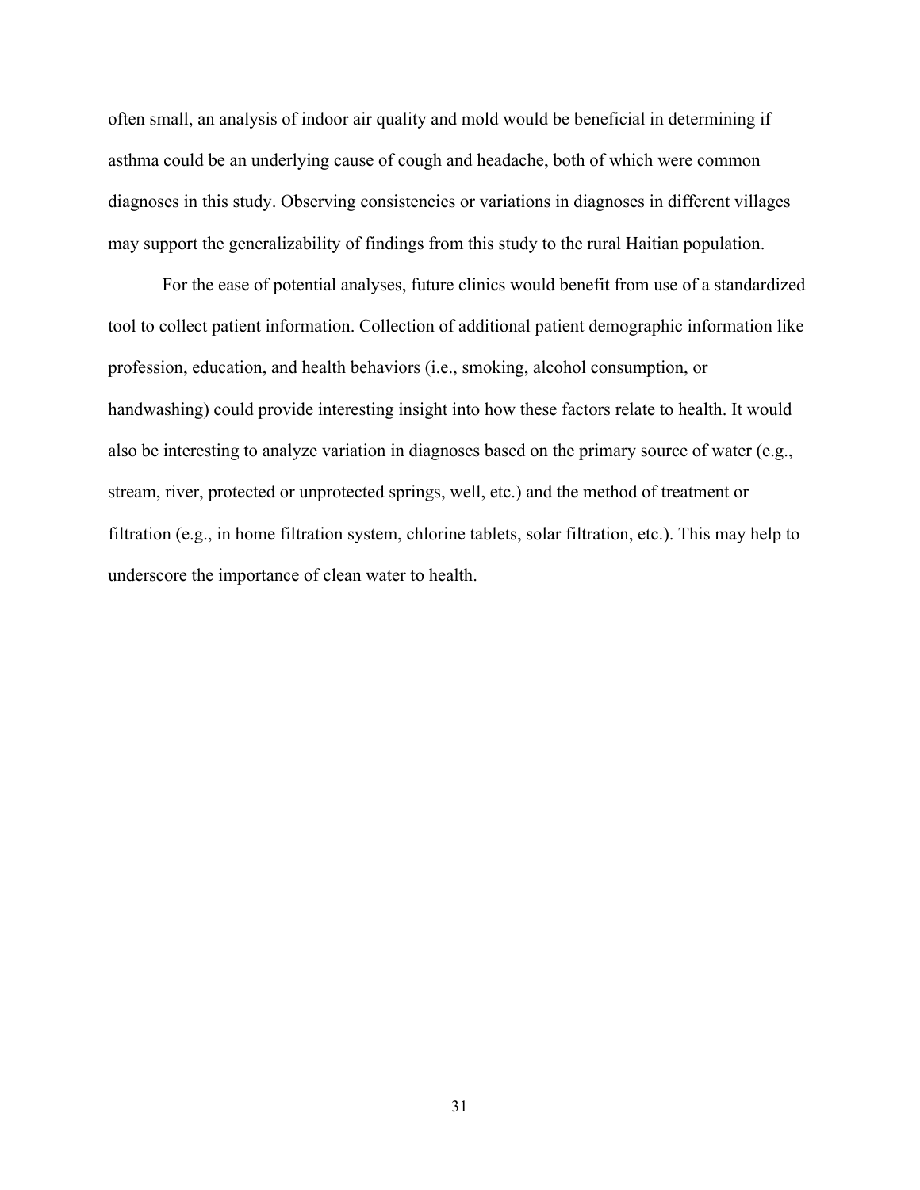often small, an analysis of indoor air quality and mold would be beneficial in determining if asthma could be an underlying cause of cough and headache, both of which were common diagnoses in this study. Observing consistencies or variations in diagnoses in different villages may support the generalizability of findings from this study to the rural Haitian population.

For the ease of potential analyses, future clinics would benefit from use of a standardized tool to collect patient information. Collection of additional patient demographic information like profession, education, and health behaviors (i.e., smoking, alcohol consumption, or handwashing) could provide interesting insight into how these factors relate to health. It would also be interesting to analyze variation in diagnoses based on the primary source of water (e.g., stream, river, protected or unprotected springs, well, etc.) and the method of treatment or filtration (e.g., in home filtration system, chlorine tablets, solar filtration, etc.). This may help to underscore the importance of clean water to health.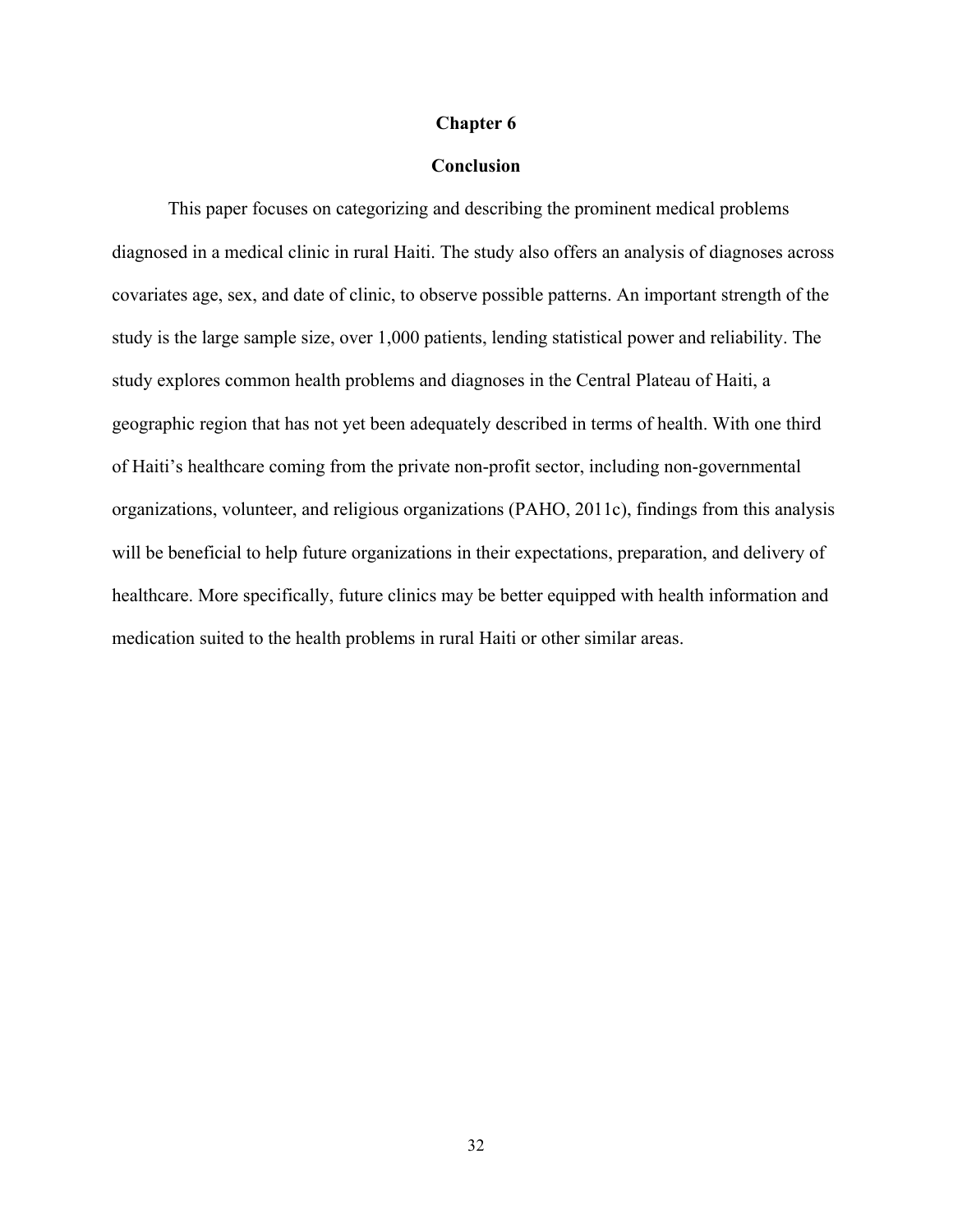# Chapter 6

## Conclusion

This paper focuses on categorizing and describing the prominent medical problems diagnosed in a medical clinic in rural Haiti. The study also offers an analysis of diagnoses across covariates age, sex, and date of clinic, to observe possible patterns. An important strength of the study is the large sample size, over 1,000 patients, lending statistical power and reliability. The study explores common health problems and diagnoses in the Central Plateau of Haiti, a geographic region that has not yet been adequately described in terms of health. With one third of Haiti's healthcare coming from the private non-profit sector, including non-governmental organizations, volunteer, and religious organizations (PAHO, 2011c), findings from this analysis will be beneficial to help future organizations in their expectations, preparation, and delivery of healthcare. More specifically, future clinics may be better equipped with health information and medication suited to the health problems in rural Haiti or other similar areas.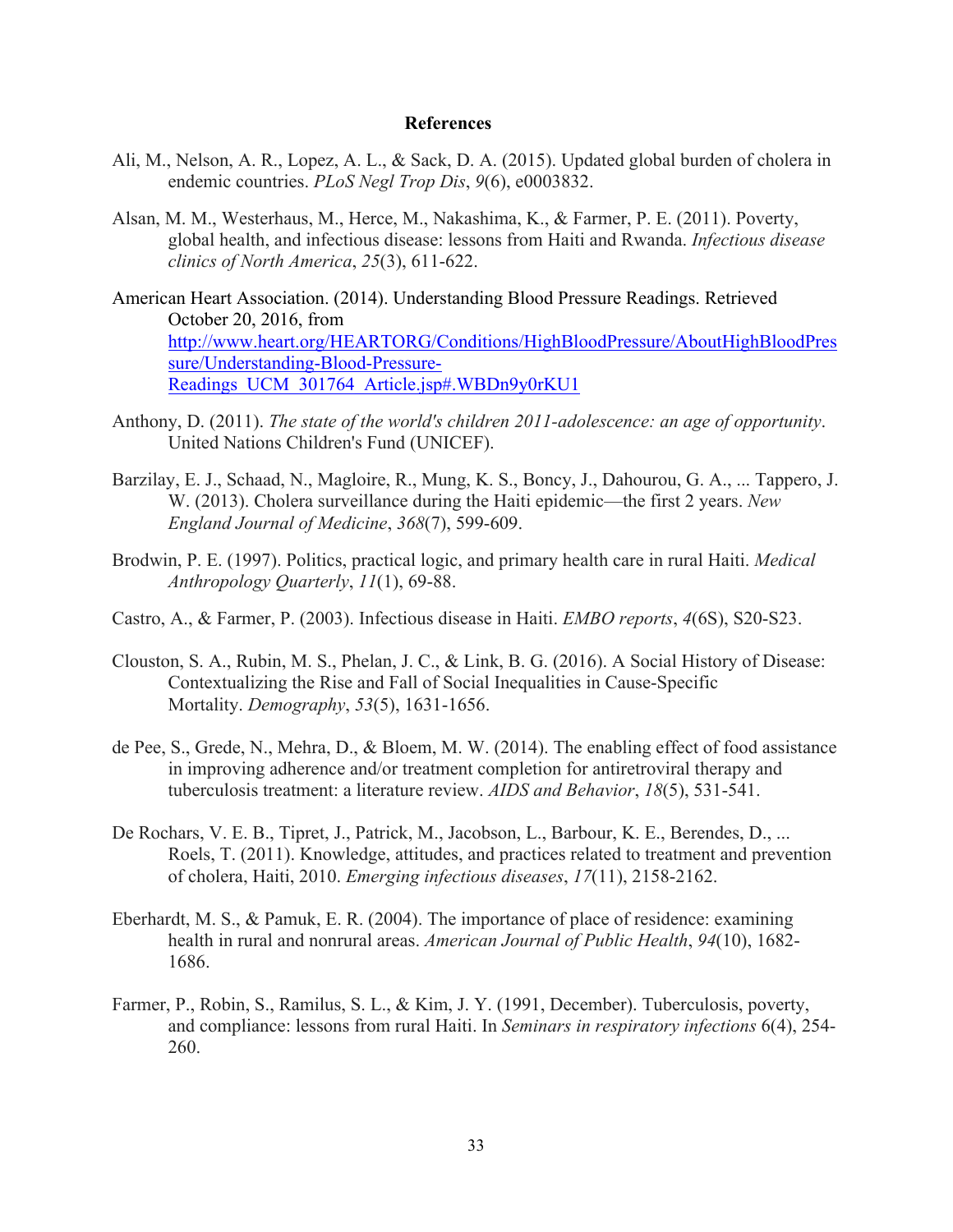# References

Ali, M., Nelson, A. R., Lopez, A. L., & Sack, D. A. (2015). Updated global burden of cholera in endemic countries. *PLoS Negl Trop Dis*, *9*(6), e0003832.

Alsan, M. M., Westerhaus, M., Herce, M., Nakashima, K., & Farmer, P. E. (2011). Poverty, global health, and infectious disease: lessons from Haiti and Rwanda. *Infectious disease clinics of North America*, *25*(3), 611-622.

American Heart Association. (2014). Understanding Blood Pressure Readings. Retrieved October 20, 2016, from http://www.heart.org/HEARTORG/Conditions/HighBloodPressure/AboutHighBloodPressure/Understanding-Blood-Pressure-Readings_UCM_301764_Article.jsp#.WBDn9y0rKU1

Anthony, D. (2011). *The state of the world's children 2011-adolescence: an age of opportunity*. United Nations Children's Fund (UNICEF).

Barzilay, E. J., Schaad, N., Magloire, R., Mung, K. S., Boncy, J., Dahourou, G. A., ... Tappero, J. W. (2013). Cholera surveillance during the Haiti epidemic—the first 2 years. *New England Journal of Medicine*, *368*(7), 599-609.

Brodwin, P. E. (1997). Politics, practical logic, and primary health care in rural Haiti. *Medical Anthropology Quarterly*, *11*(1), 69-88.

Castro, A., & Farmer, P. (2003). Infectious disease in Haiti. *EMBO reports*, *4*(6S), S20-S23.

Clouston, S. A., Rubin, M. S., Phelan, J. C., & Link, B. G. (2016). A Social History of Disease: Contextualizing the Rise and Fall of Social Inequalities in Cause-Specific Mortality. *Demography*, *53*(5), 1631-1656.

de Pee, S., Grede, N., Mehra, D., & Bloem, M. W. (2014). The enabling effect of food assistance in improving adherence and/or treatment completion for antiretroviral therapy and tuberculosis treatment: a literature review. *AIDS and Behavior*, *18*(5), 531-541.

De Rochars, V. E. B., Tipret, J., Patrick, M., Jacobson, L., Barbour, K. E., Berendes, D., ... Roels, T. (2011). Knowledge, attitudes, and practices related to treatment and prevention of cholera, Haiti, 2010. *Emerging infectious diseases*, *17*(11), 2158-2162.

Eberhardt, M. S., & Pamuk, E. R. (2004). The importance of place of residence: examining health in rural and nonrural areas. *American Journal of Public Health*, *94*(10), 1682-1686.

Farmer, P., Robin, S., Ramilus, S. L., & Kim, J. Y. (1991, December). Tuberculosis, poverty, and compliance: lessons from rural Haiti. In *Seminars in respiratory infections* 6(4), 254-260.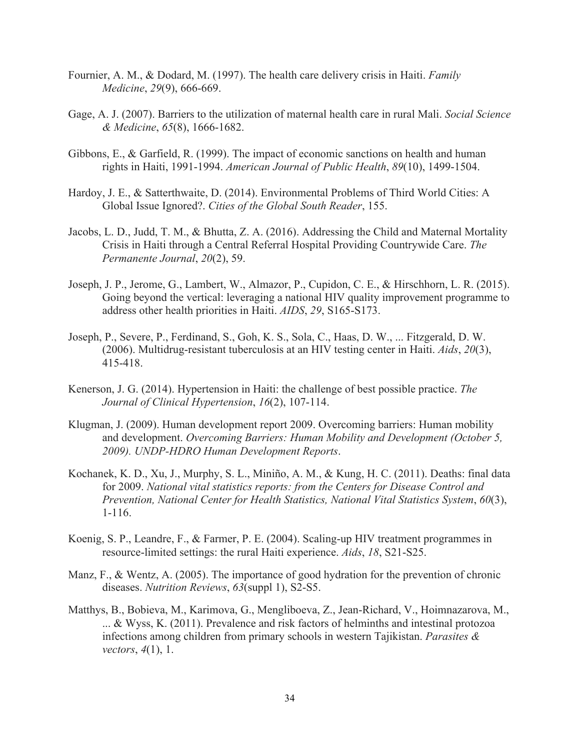Fournier, A. M., & Dodard, M. (1997). The health care delivery crisis in Haiti. *Family Medicine*, *29*(9), 666-669.

Gage, A. J. (2007). Barriers to the utilization of maternal health care in rural Mali. *Social Science & Medicine*, *65*(8), 1666-1682.

Gibbons, E., & Garfield, R. (1999). The impact of economic sanctions on health and human rights in Haiti, 1991-1994. *American Journal of Public Health*, *89*(10), 1499-1504.

Hardoy, J. E., & Satterthwaite, D. (2014). Environmental Problems of Third World Cities: A Global Issue Ignored?. *Cities of the Global South Reader*, 155.

Jacobs, L. D., Judd, T. M., & Bhutta, Z. A. (2016). Addressing the Child and Maternal Mortality Crisis in Haiti through a Central Referral Hospital Providing Countrywide Care. *The Permanente Journal*, *20*(2), 59.

Joseph, J. P., Jerome, G., Lambert, W., Almazor, P., Cupidon, C. E., & Hirschhorn, L. R. (2015). Going beyond the vertical: leveraging a national HIV quality improvement programme to address other health priorities in Haiti. *AIDS*, *29*, S165-S173.

Joseph, P., Severe, P., Ferdinand, S., Goh, K. S., Sola, C., Haas, D. W., ... Fitzgerald, D. W. (2006). Multidrug-resistant tuberculosis at an HIV testing center in Haiti. *Aids*, *20*(3), 415-418.

Kenerson, J. G. (2014). Hypertension in Haiti: the challenge of best possible practice. *The Journal of Clinical Hypertension*, *16*(2), 107-114.

Klugman, J. (2009). Human development report 2009. Overcoming barriers: Human mobility and development. *Overcoming Barriers: Human Mobility and Development (October 5, 2009). UNDP-HDRO Human Development Reports*.

Kochanek, K. D., Xu, J., Murphy, S. L., Miniño, A. M., & Kung, H. C. (2011). Deaths: final data for 2009. *National vital statistics reports: from the Centers for Disease Control and Prevention, National Center for Health Statistics, National Vital Statistics System*, *60*(3), 1-116.

Koenig, S. P., Leandre, F., & Farmer, P. E. (2004). Scaling-up HIV treatment programmes in resource-limited settings: the rural Haiti experience. *Aids*, *18*, S21-S25.

Manz, F., & Wentz, A. (2005). The importance of good hydration for the prevention of chronic diseases. *Nutrition Reviews*, *63*(suppl 1), S2-S5.

Matthys, B., Bobieva, M., Karimova, G., Mengliboeva, Z., Jean-Richard, V., Hoimnazarova, M., ... & Wyss, K. (2011). Prevalence and risk factors of helminths and intestinal protozoa infections among children from primary schools in western Tajikistan. *Parasites & vectors*, *4*(1), 1.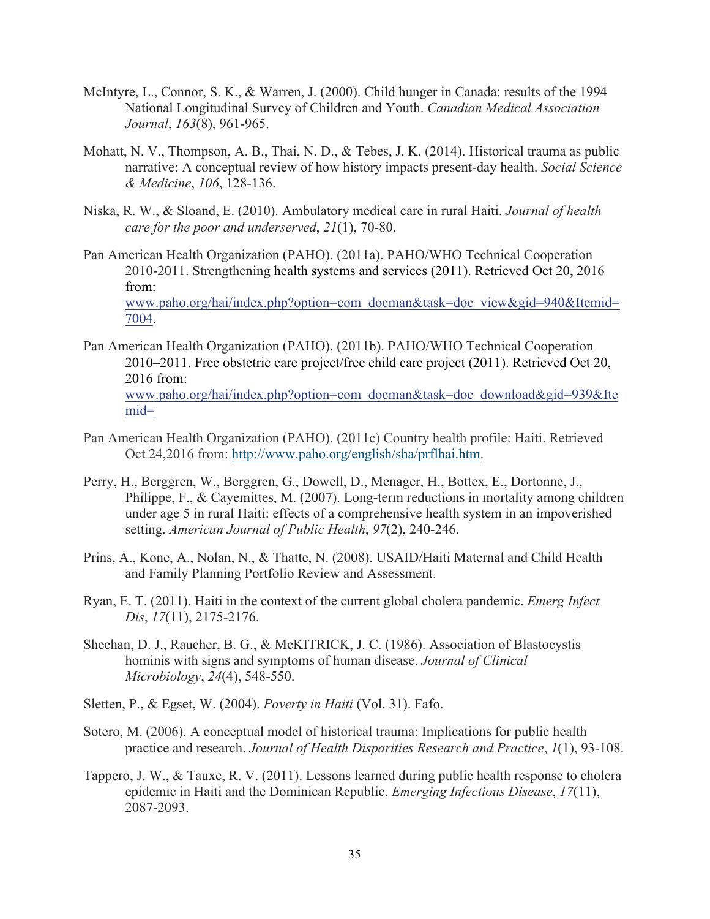McIntyre, L., Connor, S. K., & Warren, J. (2000). Child hunger in Canada: results of the 1994 National Longitudinal Survey of Children and Youth. *Canadian Medical Association Journal*, *163*(8), 961-965.

Mohatt, N. V., Thompson, A. B., Thai, N. D., & Tebes, J. K. (2014). Historical trauma as public narrative: A conceptual review of how history impacts present-day health. *Social Science & Medicine*, *106*, 128-136.

Niska, R. W., & Sloand, E. (2010). Ambulatory medical care in rural Haiti. *Journal of health care for the poor and underserved*, *21*(1), 70-80.

Pan American Health Organization (PAHO). (2011a). PAHO/WHO Technical Cooperation 2010-2011. Strengthening health systems and services (2011). Retrieved Oct 20, 2016 from: www.paho.org/hai/index.php?option=com_docman&task=doc_view&gid=940&Itemid=7004.

Pan American Health Organization (PAHO). (2011b). PAHO/WHO Technical Cooperation 2010–2011. Free obstetric care project/free child care project (2011). Retrieved Oct 20, 2016 from: www.paho.org/hai/index.php?option=com_docman&task=doc_download&gid=939&Itemid=

Pan American Health Organization (PAHO). (2011c) Country health profile: Haiti. Retrieved Oct 24,2016 from: http://www.paho.org/english/sha/prflhai.htm.

Perry, H., Berggren, W., Berggren, G., Dowell, D., Menager, H., Bottex, E., Dortonne, J., Philippe, F., & Cayemittes, M. (2007). Long-term reductions in mortality among children under age 5 in rural Haiti: effects of a comprehensive health system in an impoverished setting. *American Journal of Public Health*, *97*(2), 240-246.

Prins, A., Kone, A., Nolan, N., & Thatte, N. (2008). USAID/Haiti Maternal and Child Health and Family Planning Portfolio Review and Assessment.

Ryan, E. T. (2011). Haiti in the context of the current global cholera pandemic. *Emerg Infect Dis*, *17*(11), 2175-2176.

Sheehan, D. J., Raucher, B. G., & McKITRICK, J. C. (1986). Association of Blastocystis hominis with signs and symptoms of human disease. *Journal of Clinical Microbiology*, *24*(4), 548-550.

Sletten, P., & Egset, W. (2004). *Poverty in Haiti* (Vol. 31). Fafo.

Sotero, M. (2006). A conceptual model of historical trauma: Implications for public health practice and research. *Journal of Health Disparities Research and Practice*, *1*(1), 93-108.

Tappero, J. W., & Tauxe, R. V. (2011). Lessons learned during public health response to cholera epidemic in Haiti and the Dominican Republic. *Emerging Infectious Disease*, *17*(11), 2087-2093.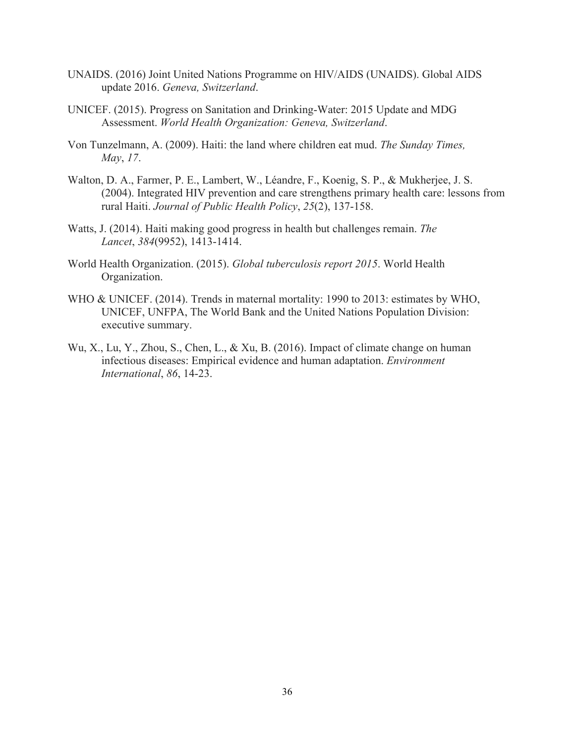UNAIDS. (2016) Joint United Nations Programme on HIV/AIDS (UNAIDS). Global AIDS update 2016. *Geneva, Switzerland*.

UNICEF. (2015). Progress on Sanitation and Drinking-Water: 2015 Update and MDG Assessment. *World Health Organization: Geneva, Switzerland*.

Von Tunzelmann, A. (2009). Haiti: the land where children eat mud. *The Sunday Times, May*, *17*.

Walton, D. A., Farmer, P. E., Lambert, W., Léandre, F., Koenig, S. P., & Mukherjee, J. S. (2004). Integrated HIV prevention and care strengthens primary health care: lessons from rural Haiti. *Journal of Public Health Policy*, *25*(2), 137-158.

Watts, J. (2014). Haiti making good progress in health but challenges remain. *The Lancet*, *384*(9952), 1413-1414.

World Health Organization. (2015). *Global tuberculosis report 2015*. World Health Organization.

WHO & UNICEF. (2014). Trends in maternal mortality: 1990 to 2013: estimates by WHO, UNICEF, UNFPA, The World Bank and the United Nations Population Division: executive summary.

Wu, X., Lu, Y., Zhou, S., Chen, L., & Xu, B. (2016). Impact of climate change on human infectious diseases: Empirical evidence and human adaptation. *Environment International*, *86*, 14-23.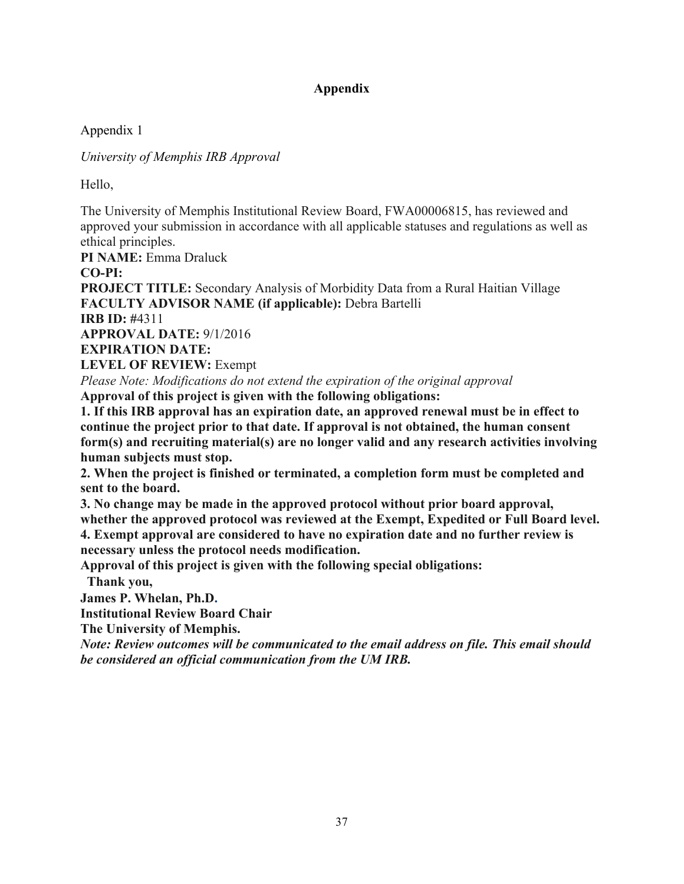# Appendix

Appendix 1

*University of Memphis IRB Approval*

Hello,

The University of Memphis Institutional Review Board, FWA00006815, has reviewed and approved your submission in accordance with all applicable statuses and regulations as well as ethical principles.

**PI NAME:** Emma Draluck
**CO-PI:**
**PROJECT TITLE:** Secondary Analysis of Morbidity Data from a Rural Haitian Village
**FACULTY ADVISOR NAME (if applicable):** Debra Bartelli
**IRB ID: #**4311
**APPROVAL DATE:** 9/1/2016
**EXPIRATION DATE:**
**LEVEL OF REVIEW:** Exempt
*Please Note: Modifications do not extend the expiration of the original approval*
**Approval of this project is given with the following obligations:**
**1. If this IRB approval has an expiration date, an approved renewal must be in effect to continue the project prior to that date. If approval is not obtained, the human consent form(s) and recruiting material(s) are no longer valid and any research activities involving human subjects must stop.**
**2. When the project is finished or terminated, a completion form must be completed and sent to the board.**
**3. No change may be made in the approved protocol without prior board approval, whether the approved protocol was reviewed at the Exempt, Expedited or Full Board level.**
**4. Exempt approval are considered to have no expiration date and no further review is necessary unless the protocol needs modification.**
**Approval of this project is given with the following special obligations:**
**Thank you,**
**James P. Whelan, Ph.D.**
**Institutional Review Board Chair**
**The University of Memphis.**
***Note: Review outcomes will be communicated to the email address on file. This email should be considered an official communication from the UM IRB.***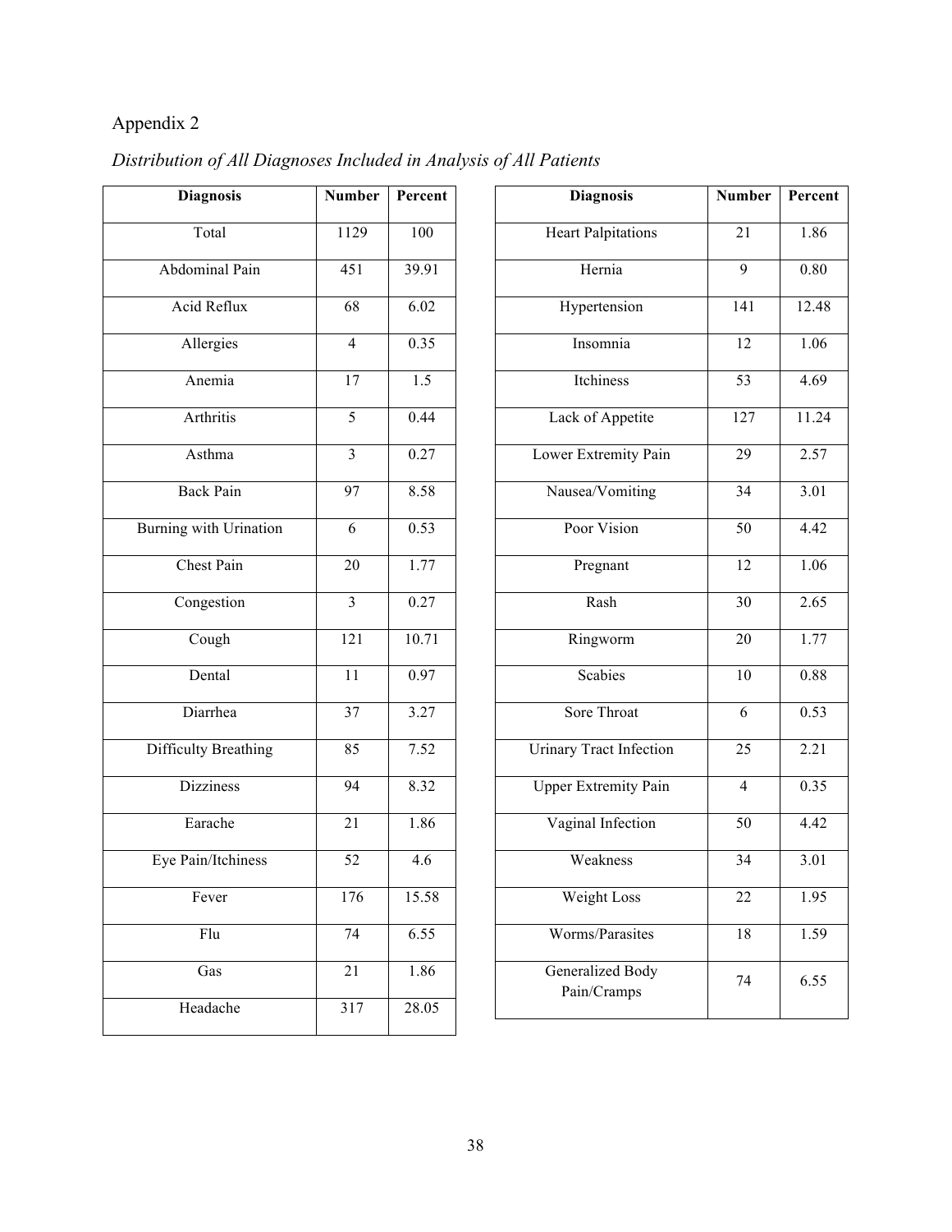Appendix 2

*Distribution of All Diagnoses Included in Analysis of All Patients*

| Diagnosis | Number | Percent |
|---|---|---|
| Total | 1129 | 100 |
| Abdominal Pain | 451 | 39.91 |
| Acid Reflux | 68 | 6.02 |
| Allergies | 4 | 0.35 |
| Anemia | 17 | 1.5 |
| Arthritis | 5 | 0.44 |
| Asthma | 3 | 0.27 |
| Back Pain | 97 | 8.58 |
| Burning with Urination | 6 | 0.53 |
| Chest Pain | 20 | 1.77 |
| Congestion | 3 | 0.27 |
| Cough | 121 | 10.71 |
| Dental | 11 | 0.97 |
| Diarrhea | 37 | 3.27 |
| Difficulty Breathing | 85 | 7.52 |
| Dizziness | 94 | 8.32 |
| Earache | 21 | 1.86 |
| Eye Pain/Itchiness | 52 | 4.6 |
| Fever | 176 | 15.58 |
| Flu | 74 | 6.55 |
| Gas | 21 | 1.86 |
| Headache | 317 | 28.05 |

| Diagnosis | Number | Percent |
|---|---|---|
| Heart Palpitations | 21 | 1.86 |
| Hernia | 9 | 0.80 |
| Hypertension | 141 | 12.48 |
| Insomnia | 12 | 1.06 |
| Itchiness | 53 | 4.69 |
| Lack of Appetite | 127 | 11.24 |
| Lower Extremity Pain | 29 | 2.57 |
| Nausea/Vomiting | 34 | 3.01 |
| Poor Vision | 50 | 4.42 |
| Pregnant | 12 | 1.06 |
| Rash | 30 | 2.65 |
| Ringworm | 20 | 1.77 |
| Scabies | 10 | 0.88 |
| Sore Throat | 6 | 0.53 |
| Urinary Tract Infection | 25 | 2.21 |
| Upper Extremity Pain | 4 | 0.35 |
| Vaginal Infection | 50 | 4.42 |
| Weakness | 34 | 3.01 |
| Weight Loss | 22 | 1.95 |
| Worms/Parasites | 18 | 1.59 |
| Generalized Body Pain/Cramps | 74 | 6.55 |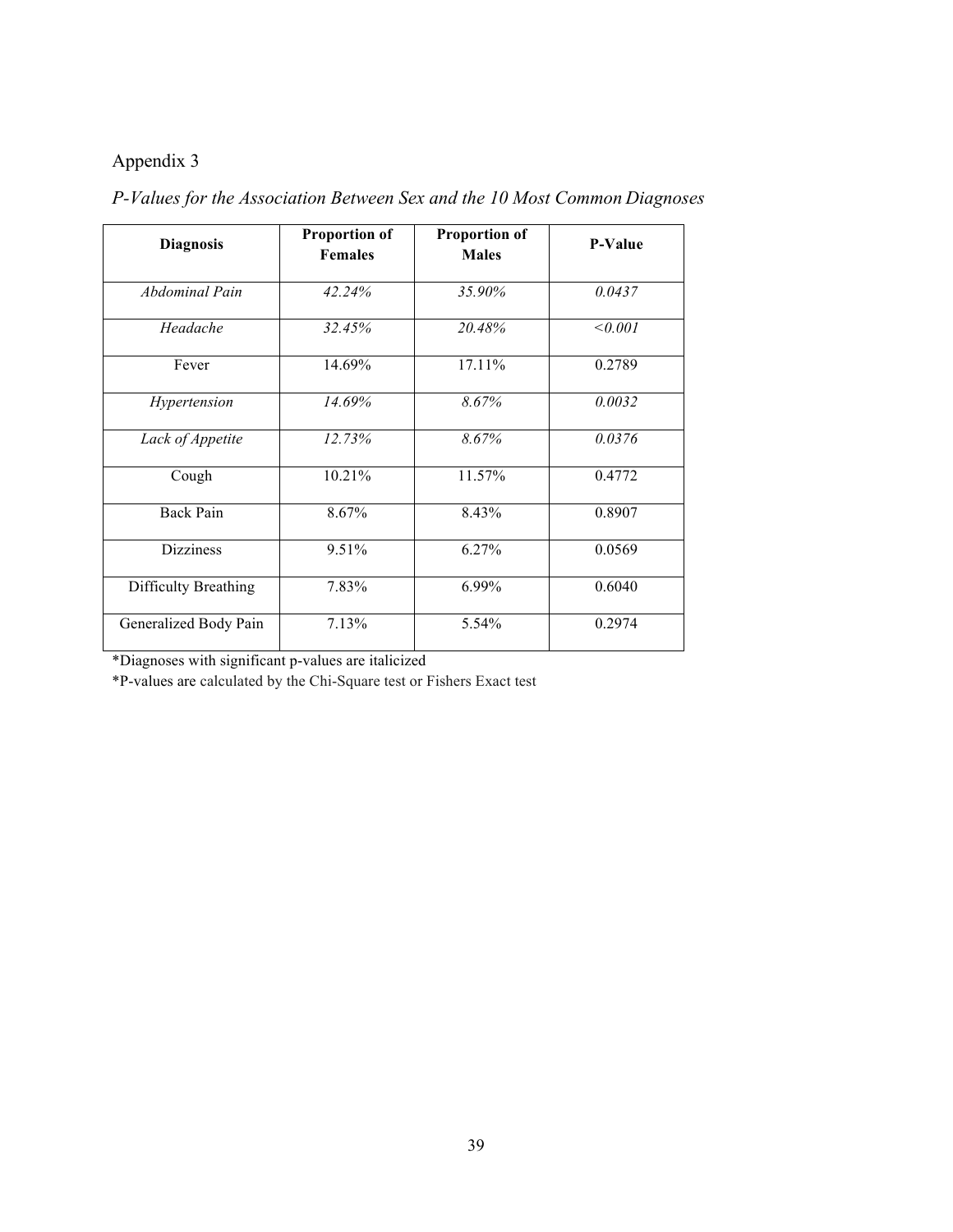Appendix 3

*P-Values for the Association Between Sex and the 10 Most Common Diagnoses*

| Diagnosis | Proportion of Females | Proportion of Males | P-Value |
|---|---|---|---|
| *Abdominal Pain* | *42.24%* | *35.90%* | *0.0437* |
| *Headache* | *32.45%* | *20.48%* | *<0.001* |
| Fever | 14.69% | 17.11% | 0.2789 |
| *Hypertension* | *14.69%* | *8.67%* | *0.0032* |
| *Lack of Appetite* | *12.73%* | *8.67%* | *0.0376* |
| Cough | 10.21% | 11.57% | 0.4772 |
| Back Pain | 8.67% | 8.43% | 0.8907 |
| Dizziness | 9.51% | 6.27% | 0.0569 |
| Difficulty Breathing | 7.83% | 6.99% | 0.6040 |
| Generalized Body Pain | 7.13% | 5.54% | 0.2974 |

*Diagnoses with significant p-values are italicized

*P-values are calculated by the Chi-Square test or Fishers Exact test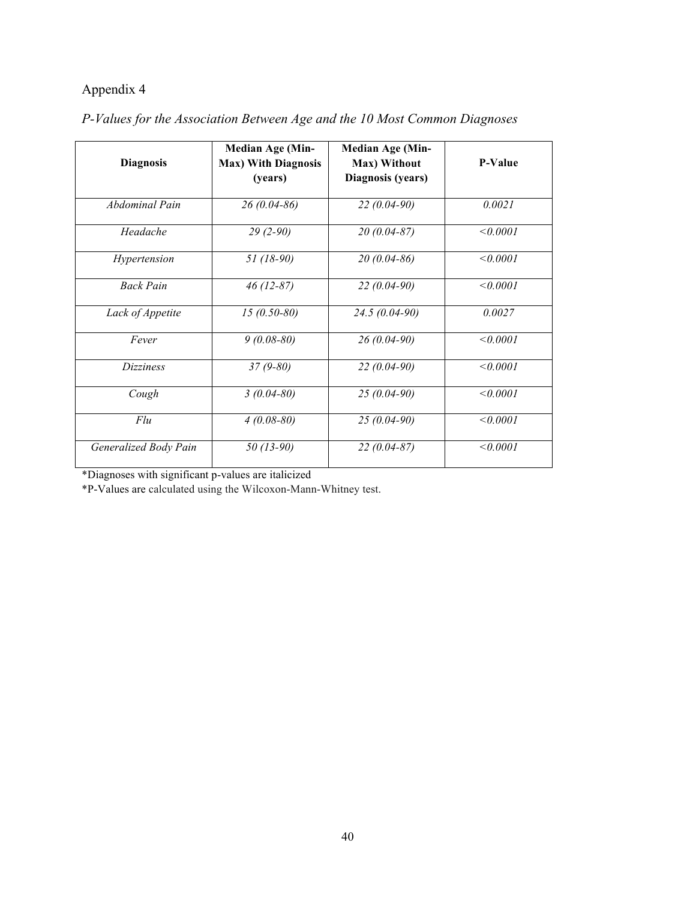Appendix 4

*P-Values for the Association Between Age and the 10 Most Common Diagnoses*

| **Diagnosis** | **Median Age (Min-Max) With Diagnosis (years)** | **Median Age (Min-Max) Without Diagnosis (years)** | **P-Value** |
|---|---|---|---|
| *Abdominal Pain* | *26 (0.04-86)* | *22 (0.04-90)* | *0.0021* |
| *Headache* | *29 (2-90)* | *20 (0.04-87)* | *<0.0001* |
| *Hypertension* | *51 (18-90)* | *20 (0.04-86)* | *<0.0001* |
| *Back Pain* | *46 (12-87)* | *22 (0.04-90)* | *<0.0001* |
| *Lack of Appetite* | *15 (0.50-80)* | *24.5 (0.04-90)* | *0.0027* |
| *Fever* | *9 (0.08-80)* | *26 (0.04-90)* | *<0.0001* |
| *Dizziness* | *37 (9-80)* | *22 (0.04-90)* | *<0.0001* |
| *Cough* | *3 (0.04-80)* | *25 (0.04-90)* | *<0.0001* |
| *Flu* | *4 (0.08-80)* | *25 (0.04-90)* | *<0.0001* |
| *Generalized Body Pain* | *50 (13-90)* | *22 (0.04-87)* | *<0.0001* |

*Diagnoses with significant p-values are italicized

*P-Values are calculated using the Wilcoxon-Mann-Whitney test.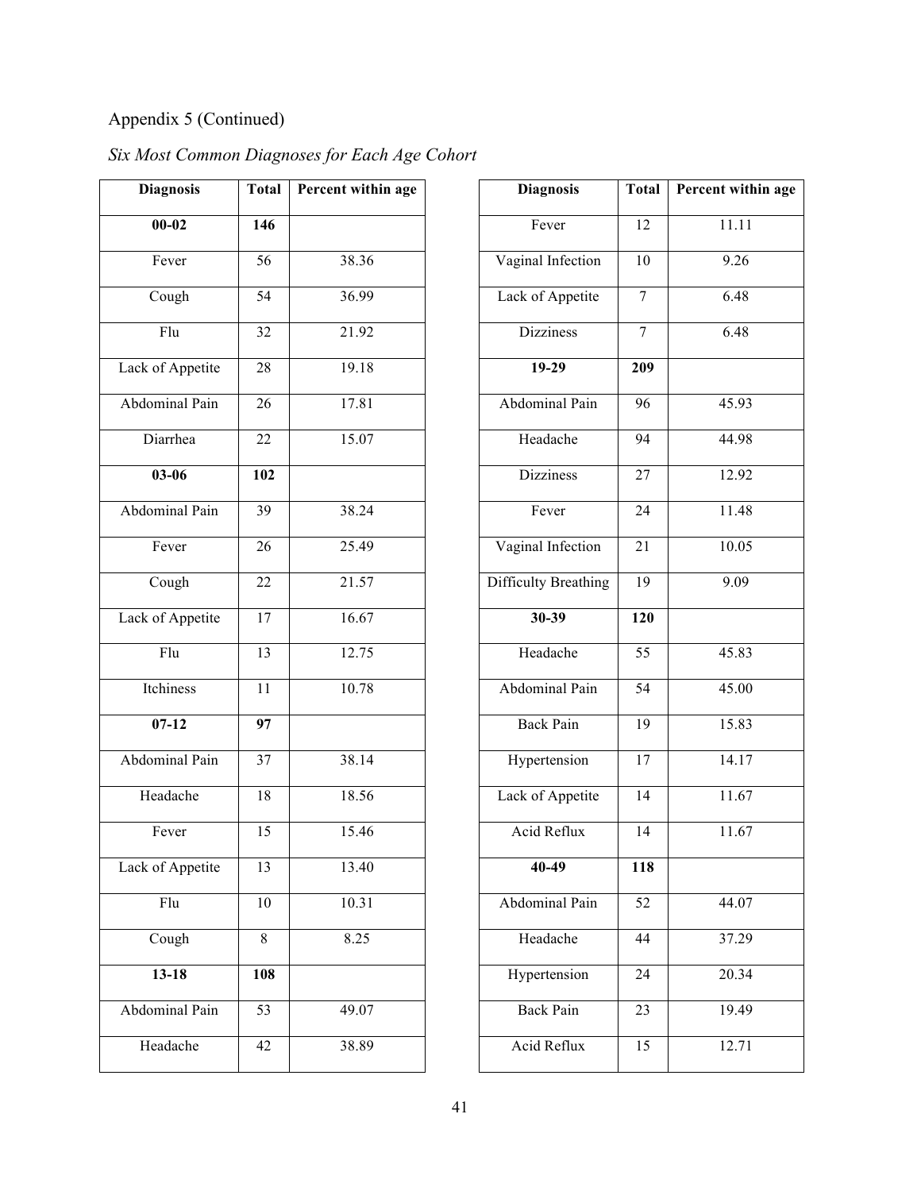Appendix 5 (Continued)

*Six Most Common Diagnoses for Each Age Cohort*

| Diagnosis | Total | Percent within age |
|---|---|---|
| **00-02** | **146** | |
| Fever | 56 | 38.36 |
| Cough | 54 | 36.99 |
| Flu | 32 | 21.92 |
| Lack of Appetite | 28 | 19.18 |
| Abdominal Pain | 26 | 17.81 |
| Diarrhea | 22 | 15.07 |
| **03-06** | **102** | |
| Abdominal Pain | 39 | 38.24 |
| Fever | 26 | 25.49 |
| Cough | 22 | 21.57 |
| Lack of Appetite | 17 | 16.67 |
| Flu | 13 | 12.75 |
| Itchiness | 11 | 10.78 |
| **07-12** | **97** | |
| Abdominal Pain | 37 | 38.14 |
| Headache | 18 | 18.56 |
| Fever | 15 | 15.46 |
| Lack of Appetite | 13 | 13.40 |
| Flu | 10 | 10.31 |
| Cough | 8 | 8.25 |
| **13-18** | **108** | |
| Abdominal Pain | 53 | 49.07 |
| Headache | 42 | 38.89 |
| Fever | 12 | 11.11 |
| Vaginal Infection | 10 | 9.26 |
| Lack of Appetite | 7 | 6.48 |
| Dizziness | 7 | 6.48 |
| **19-29** | **209** | |
| Abdominal Pain | 96 | 45.93 |
| Headache | 94 | 44.98 |
| Dizziness | 27 | 12.92 |
| Fever | 24 | 11.48 |
| Vaginal Infection | 21 | 10.05 |
| Difficulty Breathing | 19 | 9.09 |
| **30-39** | **120** | |
| Headache | 55 | 45.83 |
| Abdominal Pain | 54 | 45.00 |
| Back Pain | 19 | 15.83 |
| Hypertension | 17 | 14.17 |
| Lack of Appetite | 14 | 11.67 |
| Acid Reflux | 14 | 11.67 |
| **40-49** | **118** | |
| Abdominal Pain | 52 | 44.07 |
| Headache | 44 | 37.29 |
| Hypertension | 24 | 20.34 |
| Back Pain | 23 | 19.49 |
| Acid Reflux | 15 | 12.71 |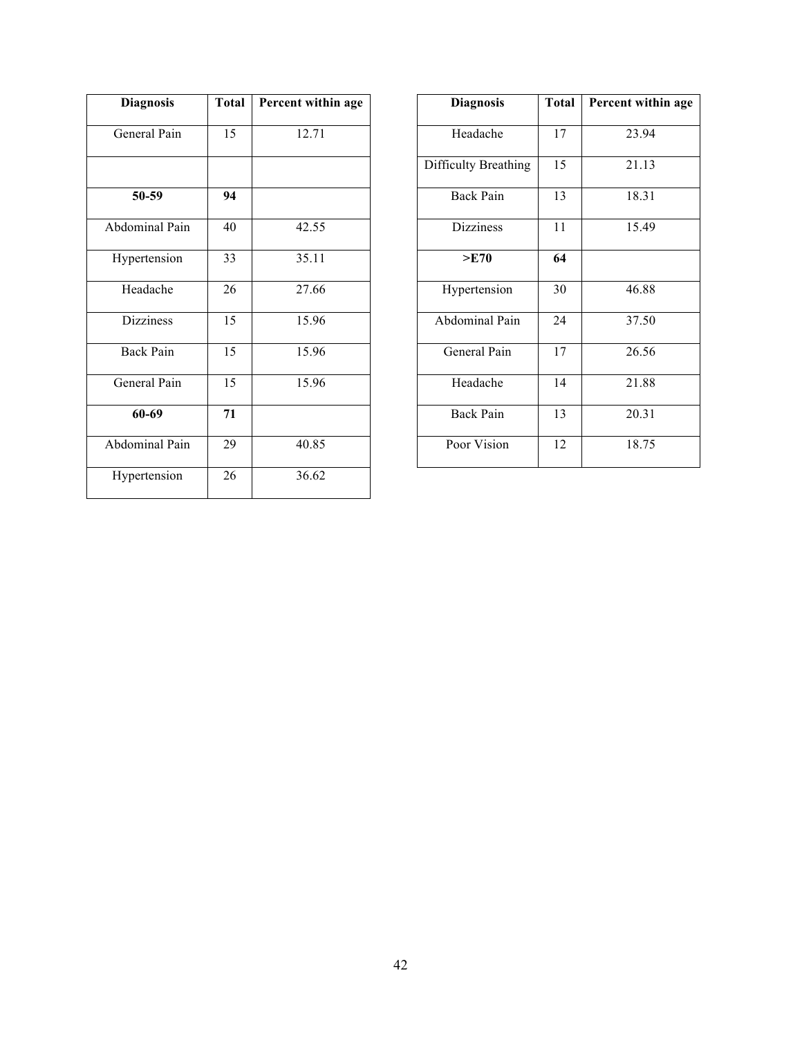| Diagnosis | Total | Percent within age |
|---|---|---|
| General Pain | 15 | 12.71 |
| | | |
| **50-59** | **94** | |
| Abdominal Pain | 40 | 42.55 |
| Hypertension | 33 | 35.11 |
| Headache | 26 | 27.66 |
| Dizziness | 15 | 15.96 |
| Back Pain | 15 | 15.96 |
| General Pain | 15 | 15.96 |
| **60-69** | **71** | |
| Abdominal Pain | 29 | 40.85 |
| Hypertension | 26 | 36.62 |

| Diagnosis | Total | Percent within age |
|---|---|---|
| Headache | 17 | 23.94 |
| Difficulty Breathing | 15 | 21.13 |
| Back Pain | 13 | 18.31 |
| Dizziness | 11 | 15.49 |
| **>E70** | **64** | |
| Hypertension | 30 | 46.88 |
| Abdominal Pain | 24 | 37.50 |
| General Pain | 17 | 26.56 |
| Headache | 14 | 21.88 |
| Back Pain | 13 | 20.31 |
| Poor Vision | 12 | 18.75 |